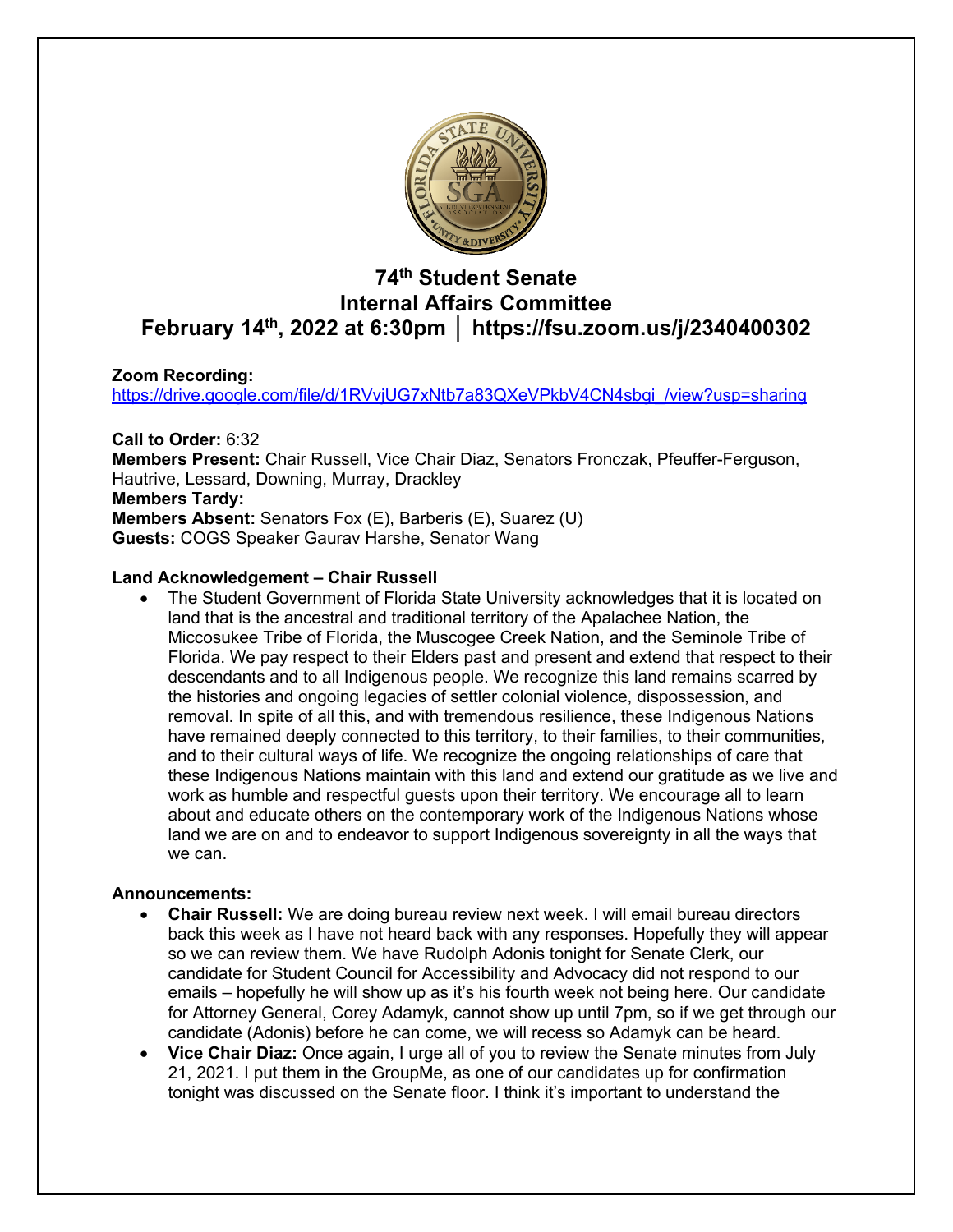# 74th Student Senate
# Internal Affairs Committee
# February 14th, 2022 at 6:30pm │ https://fsu.zoom.us/j/2340400302

**Zoom Recording:**
https://drive.google.com/file/d/1RVvjUG7xNtb7a83QXeVPkbV4CN4sbgi_/view?usp=sharing

**Call to Order:** 6:32
**Members Present:** Chair Russell, Vice Chair Diaz, Senators Fronczak, Pfeuffer-Ferguson, Hautrive, Lessard, Downing, Murray, Drackley
**Members Tardy:**
**Members Absent:** Senators Fox (E), Barberis (E), Suarez (U)
**Guests:** COGS Speaker Gaurav Harshe, Senator Wang

**Land Acknowledgement – Chair Russell**

- The Student Government of Florida State University acknowledges that it is located on land that is the ancestral and traditional territory of the Apalachee Nation, the Miccosukee Tribe of Florida, the Muscogee Creek Nation, and the Seminole Tribe of Florida. We pay respect to their Elders past and present and extend that respect to their descendants and to all Indigenous people. We recognize this land remains scarred by the histories and ongoing legacies of settler colonial violence, dispossession, and removal. In spite of all this, and with tremendous resilience, these Indigenous Nations have remained deeply connected to this territory, to their families, to their communities, and to their cultural ways of life. We recognize the ongoing relationships of care that these Indigenous Nations maintain with this land and extend our gratitude as we live and work as humble and respectful guests upon their territory. We encourage all to learn about and educate others on the contemporary work of the Indigenous Nations whose land we are on and to endeavor to support Indigenous sovereignty in all the ways that we can.

**Announcements:**

- **Chair Russell:** We are doing bureau review next week. I will email bureau directors back this week as I have not heard back with any responses. Hopefully they will appear so we can review them. We have Rudolph Adonis tonight for Senate Clerk, our candidate for Student Council for Accessibility and Advocacy did not respond to our emails – hopefully he will show up as it's his fourth week not being here. Our candidate for Attorney General, Corey Adamyk, cannot show up until 7pm, so if we get through our candidate (Adonis) before he can come, we will recess so Adamyk can be heard.
- **Vice Chair Diaz:** Once again, I urge all of you to review the Senate minutes from July 21, 2021. I put them in the GroupMe, as one of our candidates up for confirmation tonight was discussed on the Senate floor. I think it's important to understand the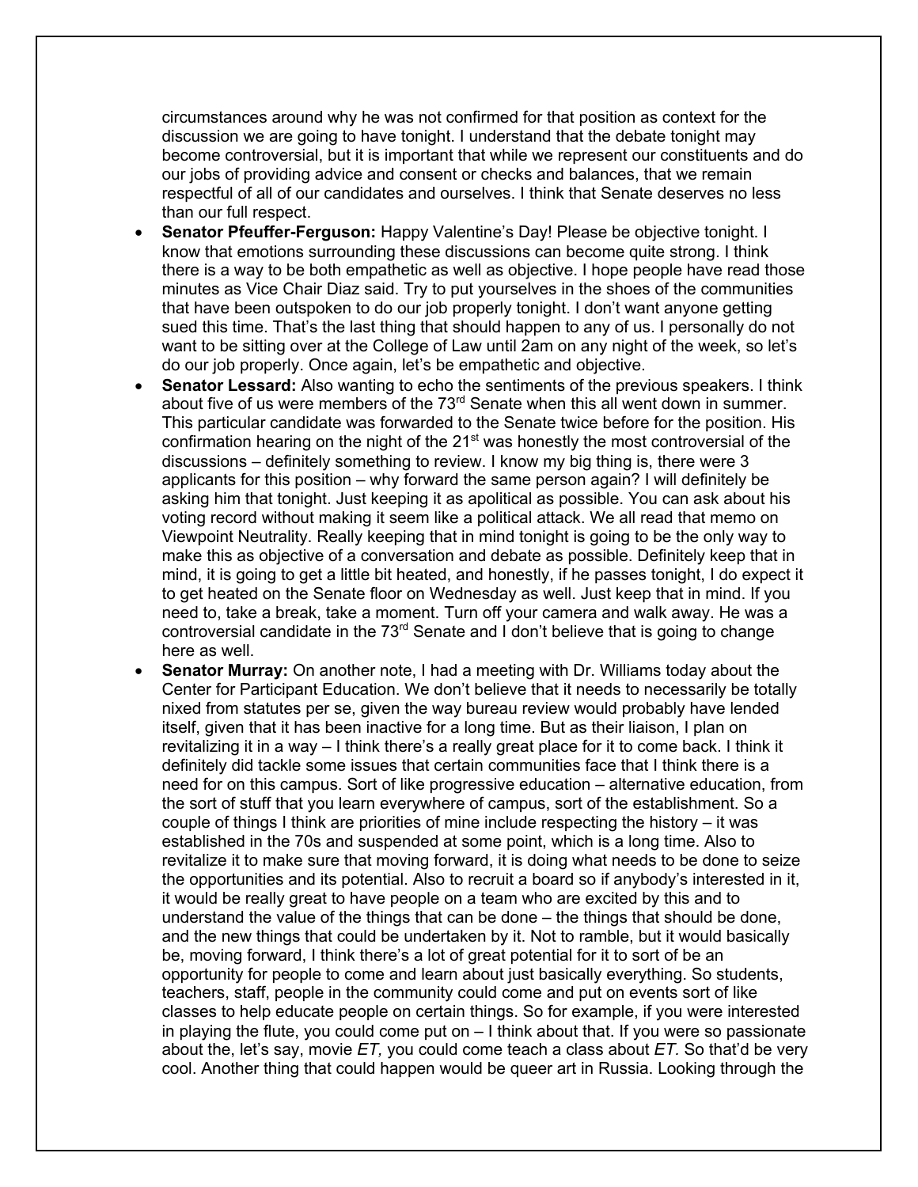circumstances around why he was not confirmed for that position as context for the discussion we are going to have tonight. I understand that the debate tonight may become controversial, but it is important that while we represent our constituents and do our jobs of providing advice and consent or checks and balances, that we remain respectful of all of our candidates and ourselves. I think that Senate deserves no less than our full respect.

- **Senator Pfeuffer-Ferguson:** Happy Valentine's Day! Please be objective tonight. I know that emotions surrounding these discussions can become quite strong. I think there is a way to be both empathetic as well as objective. I hope people have read those minutes as Vice Chair Diaz said. Try to put yourselves in the shoes of the communities that have been outspoken to do our job properly tonight. I don't want anyone getting sued this time. That's the last thing that should happen to any of us. I personally do not want to be sitting over at the College of Law until 2am on any night of the week, so let's do our job properly. Once again, let's be empathetic and objective.
- **Senator Lessard:** Also wanting to echo the sentiments of the previous speakers. I think about five of us were members of the 73rd Senate when this all went down in summer. This particular candidate was forwarded to the Senate twice before for the position. His confirmation hearing on the night of the 21st was honestly the most controversial of the discussions – definitely something to review. I know my big thing is, there were 3 applicants for this position – why forward the same person again? I will definitely be asking him that tonight. Just keeping it as apolitical as possible. You can ask about his voting record without making it seem like a political attack. We all read that memo on Viewpoint Neutrality. Really keeping that in mind tonight is going to be the only way to make this as objective of a conversation and debate as possible. Definitely keep that in mind, it is going to get a little bit heated, and honestly, if he passes tonight, I do expect it to get heated on the Senate floor on Wednesday as well. Just keep that in mind. If you need to, take a break, take a moment. Turn off your camera and walk away. He was a controversial candidate in the 73rd Senate and I don't believe that is going to change here as well.
- **Senator Murray:** On another note, I had a meeting with Dr. Williams today about the Center for Participant Education. We don't believe that it needs to necessarily be totally nixed from statutes per se, given the way bureau review would probably have lended itself, given that it has been inactive for a long time. But as their liaison, I plan on revitalizing it in a way – I think there's a really great place for it to come back. I think it definitely did tackle some issues that certain communities face that I think there is a need for on this campus. Sort of like progressive education – alternative education, from the sort of stuff that you learn everywhere of campus, sort of the establishment. So a couple of things I think are priorities of mine include respecting the history – it was established in the 70s and suspended at some point, which is a long time. Also to revitalize it to make sure that moving forward, it is doing what needs to be done to seize the opportunities and its potential. Also to recruit a board so if anybody's interested in it, it would be really great to have people on a team who are excited by this and to understand the value of the things that can be done – the things that should be done, and the new things that could be undertaken by it. Not to ramble, but it would basically be, moving forward, I think there's a lot of great potential for it to sort of be an opportunity for people to come and learn about just basically everything. So students, teachers, staff, people in the community could come and put on events sort of like classes to help educate people on certain things. So for example, if you were interested in playing the flute, you could come put on – I think about that. If you were so passionate about the, let's say, movie *ET,* you could come teach a class about *ET.* So that'd be very cool. Another thing that could happen would be queer art in Russia. Looking through the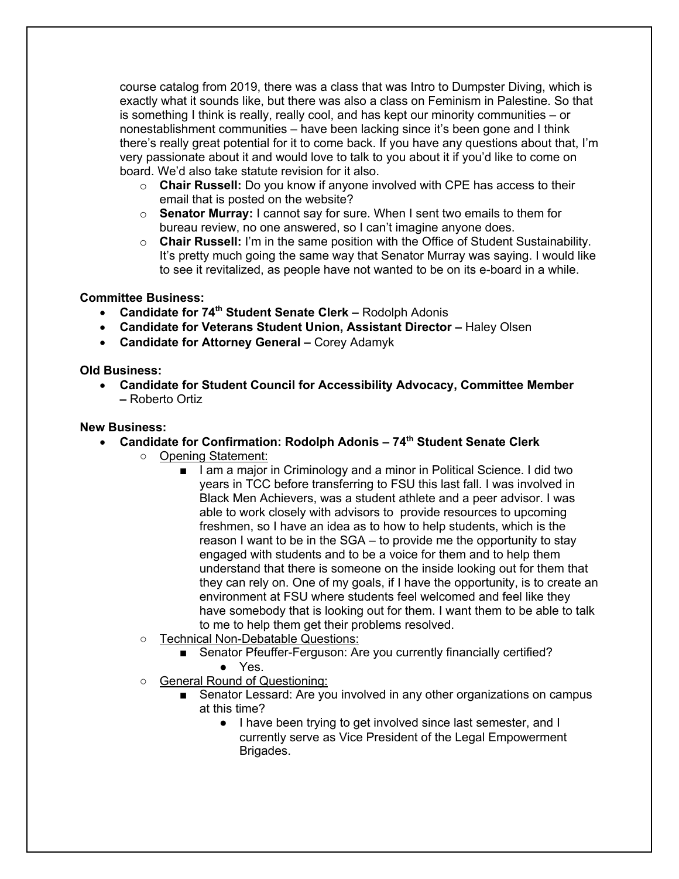course catalog from 2019, there was a class that was Intro to Dumpster Diving, which is exactly what it sounds like, but there was also a class on Feminism in Palestine. So that is something I think is really, really cool, and has kept our minority communities – or nonestablishment communities – have been lacking since it's been gone and I think there's really great potential for it to come back. If you have any questions about that, I'm very passionate about it and would love to talk to you about it if you'd like to come on board. We'd also take statute revision for it also.

- **Chair Russell:** Do you know if anyone involved with CPE has access to their email that is posted on the website?
- **Senator Murray:** I cannot say for sure. When I sent two emails to them for bureau review, no one answered, so I can't imagine anyone does.
- **Chair Russell:** I'm in the same position with the Office of Student Sustainability. It's pretty much going the same way that Senator Murray was saying. I would like to see it revitalized, as people have not wanted to be on its e-board in a while.

**Committee Business:**

- **Candidate for 74th Student Senate Clerk –** Rodolph Adonis
- **Candidate for Veterans Student Union, Assistant Director –** Haley Olsen
- **Candidate for Attorney General –** Corey Adamyk

**Old Business:**

- **Candidate for Student Council for Accessibility Advocacy, Committee Member –** Roberto Ortiz

**New Business:**

- **Candidate for Confirmation: Rodolph Adonis – 74th Student Senate Clerk**
  - Opening Statement:
    - I am a major in Criminology and a minor in Political Science. I did two years in TCC before transferring to FSU this last fall. I was involved in Black Men Achievers, was a student athlete and a peer advisor. I was able to work closely with advisors to provide resources to upcoming freshmen, so I have an idea as to how to help students, which is the reason I want to be in the SGA – to provide me the opportunity to stay engaged with students and to be a voice for them and to help them understand that there is someone on the inside looking out for them that they can rely on. One of my goals, if I have the opportunity, is to create an environment at FSU where students feel welcomed and feel like they have somebody that is looking out for them. I want them to be able to talk to me to help them get their problems resolved.
  - Technical Non-Debatable Questions:
    - Senator Pfeuffer-Ferguson: Are you currently financially certified?
      - Yes.
  - General Round of Questioning:
    - Senator Lessard: Are you involved in any other organizations on campus at this time?
      - I have been trying to get involved since last semester, and I currently serve as Vice President of the Legal Empowerment Brigades.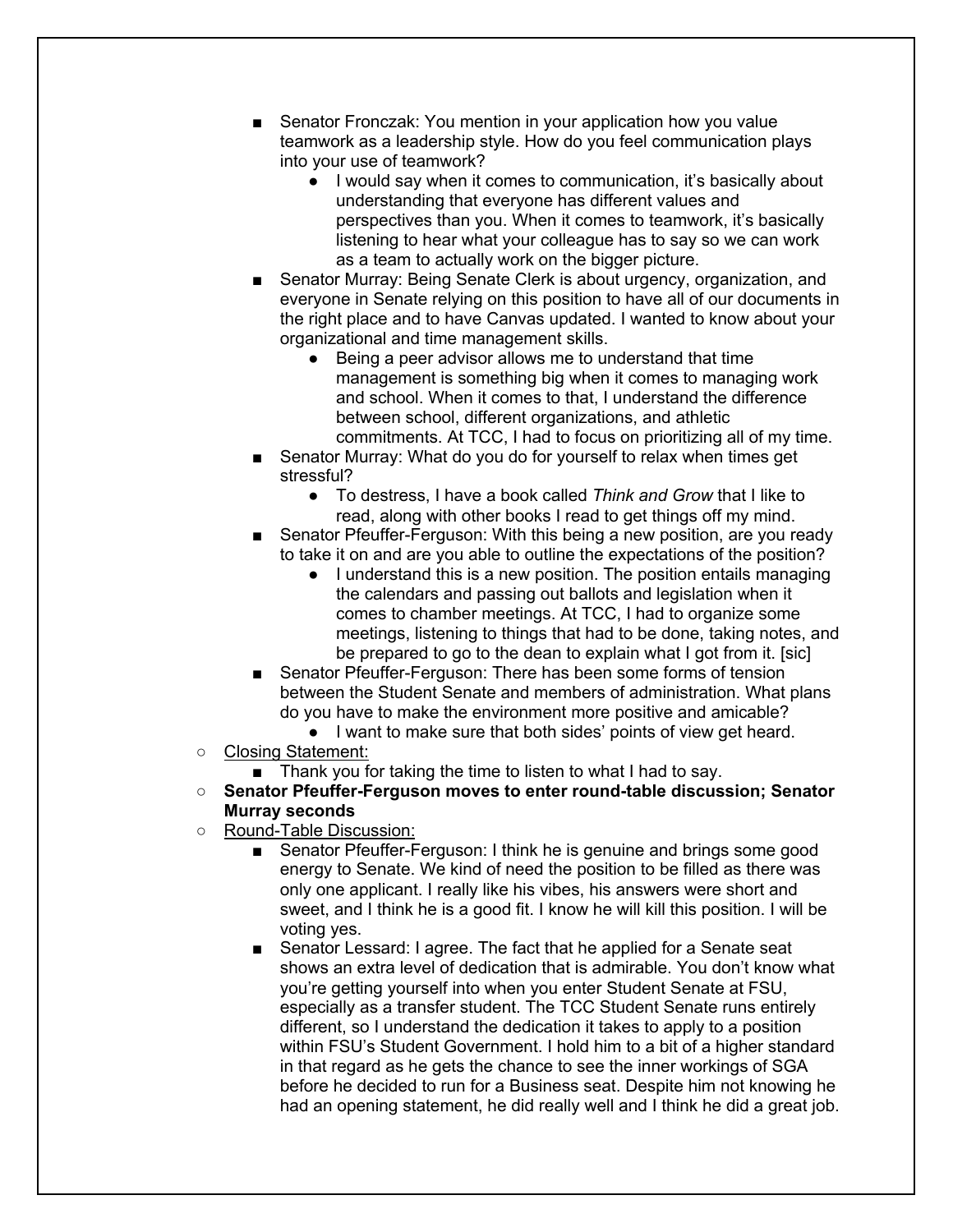- Senator Fronczak: You mention in your application how you value teamwork as a leadership style. How do you feel communication plays into your use of teamwork?
    - I would say when it comes to communication, it's basically about understanding that everyone has different values and perspectives than you. When it comes to teamwork, it's basically listening to hear what your colleague has to say so we can work as a team to actually work on the bigger picture.
  - Senator Murray: Being Senate Clerk is about urgency, organization, and everyone in Senate relying on this position to have all of our documents in the right place and to have Canvas updated. I wanted to know about your organizational and time management skills.
    - Being a peer advisor allows me to understand that time management is something big when it comes to managing work and school. When it comes to that, I understand the difference between school, different organizations, and athletic commitments. At TCC, I had to focus on prioritizing all of my time.
  - Senator Murray: What do you do for yourself to relax when times get stressful?
    - To destress, I have a book called *Think and Grow* that I like to read, along with other books I read to get things off my mind.
  - Senator Pfeuffer-Ferguson: With this being a new position, are you ready to take it on and are you able to outline the expectations of the position?
    - I understand this is a new position. The position entails managing the calendars and passing out ballots and legislation when it comes to chamber meetings. At TCC, I had to organize some meetings, listening to things that had to be done, taking notes, and be prepared to go to the dean to explain what I got from it. [sic]
  - Senator Pfeuffer-Ferguson: There has been some forms of tension between the Student Senate and members of administration. What plans do you have to make the environment more positive and amicable?
    - I want to make sure that both sides' points of view get heard.
- Closing Statement:
  - Thank you for taking the time to listen to what I had to say.
- **Senator Pfeuffer-Ferguson moves to enter round-table discussion; Senator Murray seconds**
- Round-Table Discussion:
  - Senator Pfeuffer-Ferguson: I think he is genuine and brings some good energy to Senate. We kind of need the position to be filled as there was only one applicant. I really like his vibes, his answers were short and sweet, and I think he is a good fit. I know he will kill this position. I will be voting yes.
  - Senator Lessard: I agree. The fact that he applied for a Senate seat shows an extra level of dedication that is admirable. You don't know what you're getting yourself into when you enter Student Senate at FSU, especially as a transfer student. The TCC Student Senate runs entirely different, so I understand the dedication it takes to apply to a position within FSU's Student Government. I hold him to a bit of a higher standard in that regard as he gets the chance to see the inner workings of SGA before he decided to run for a Business seat. Despite him not knowing he had an opening statement, he did really well and I think he did a great job.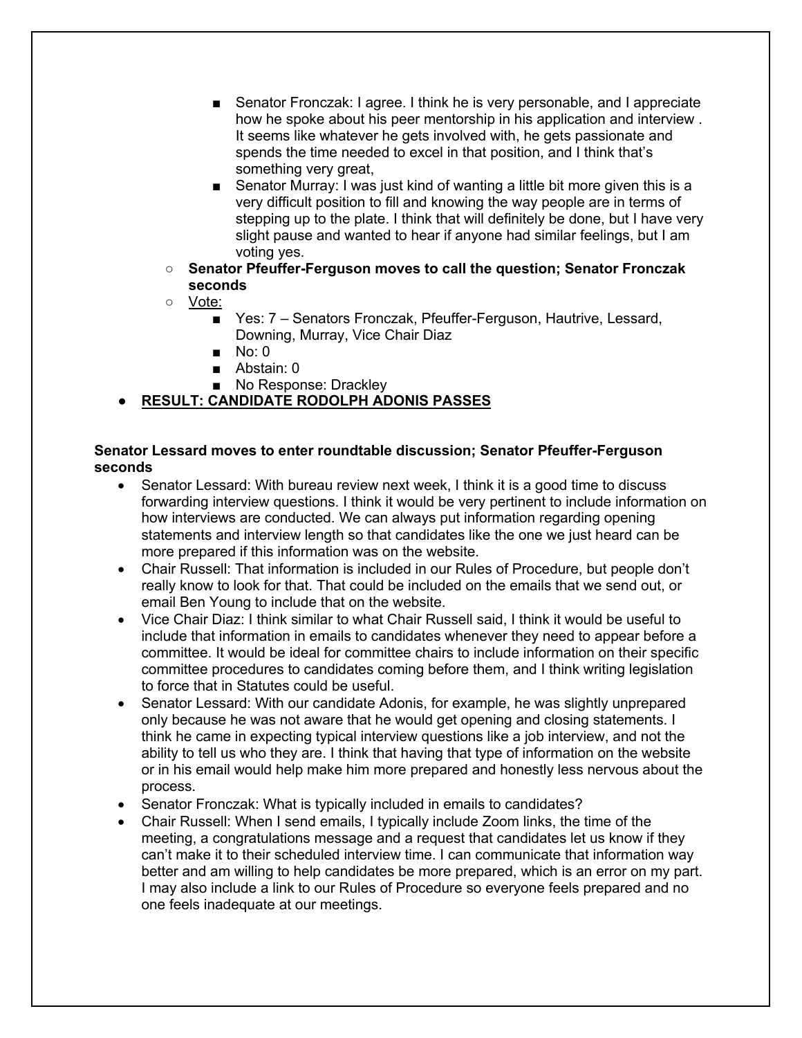- Senator Fronczak: I agree. I think he is very personable, and I appreciate how he spoke about his peer mentorship in his application and interview . It seems like whatever he gets involved with, he gets passionate and spends the time needed to excel in that position, and I think that's something very great,
        - Senator Murray: I was just kind of wanting a little bit more given this is a very difficult position to fill and knowing the way people are in terms of stepping up to the plate. I think that will definitely be done, but I have very slight pause and wanted to hear if anyone had similar feelings, but I am voting yes.
    - **Senator Pfeuffer-Ferguson moves to call the question; Senator Fronczak seconds**
    - <u>Vote:</u>
        - Yes: 7 – Senators Fronczak, Pfeuffer-Ferguson, Hautrive, Lessard, Downing, Murray, Vice Chair Diaz
        - No: 0
        - Abstain: 0
        - No Response: Drackley
- **<u>RESULT: CANDIDATE RODOLPH ADONIS PASSES</u>**

**Senator Lessard moves to enter roundtable discussion; Senator Pfeuffer-Ferguson seconds**

- Senator Lessard: With bureau review next week, I think it is a good time to discuss forwarding interview questions. I think it would be very pertinent to include information on how interviews are conducted. We can always put information regarding opening statements and interview length so that candidates like the one we just heard can be more prepared if this information was on the website.
- Chair Russell: That information is included in our Rules of Procedure, but people don't really know to look for that. That could be included on the emails that we send out, or email Ben Young to include that on the website.
- Vice Chair Diaz: I think similar to what Chair Russell said, I think it would be useful to include that information in emails to candidates whenever they need to appear before a committee. It would be ideal for committee chairs to include information on their specific committee procedures to candidates coming before them, and I think writing legislation to force that in Statutes could be useful.
- Senator Lessard: With our candidate Adonis, for example, he was slightly unprepared only because he was not aware that he would get opening and closing statements. I think he came in expecting typical interview questions like a job interview, and not the ability to tell us who they are. I think that having that type of information on the website or in his email would help make him more prepared and honestly less nervous about the process.
- Senator Fronczak: What is typically included in emails to candidates?
- Chair Russell: When I send emails, I typically include Zoom links, the time of the meeting, a congratulations message and a request that candidates let us know if they can't make it to their scheduled interview time. I can communicate that information better and am willing to help candidates be more prepared, which is an error on my part. I may also include a link to our Rules of Procedure so everyone feels prepared and no one feels inadequate at our meetings.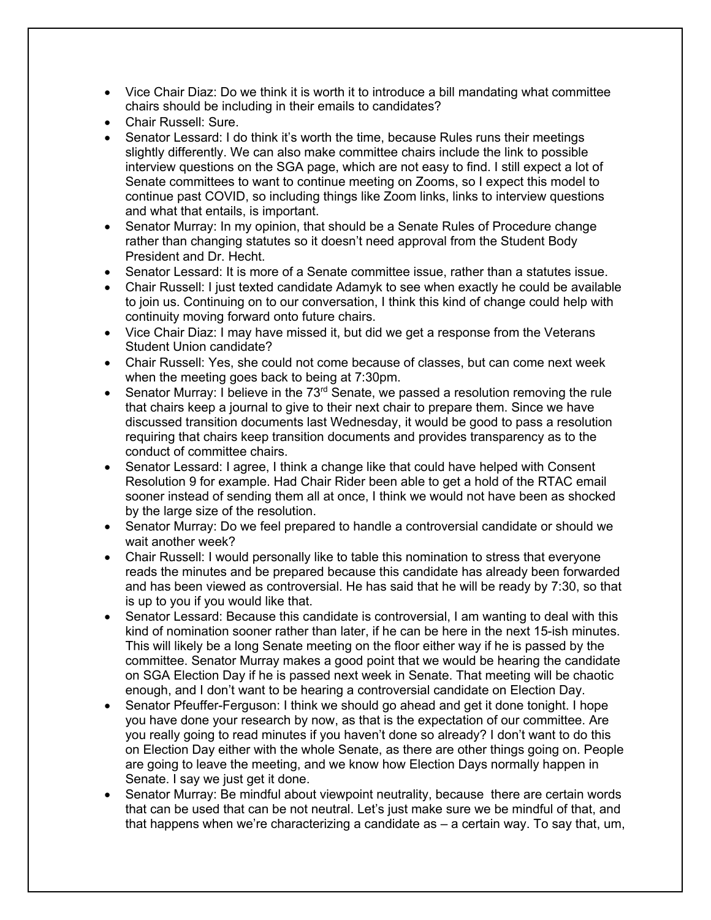- Vice Chair Diaz: Do we think it is worth it to introduce a bill mandating what committee chairs should be including in their emails to candidates?
- Chair Russell: Sure.
- Senator Lessard: I do think it's worth the time, because Rules runs their meetings slightly differently. We can also make committee chairs include the link to possible interview questions on the SGA page, which are not easy to find. I still expect a lot of Senate committees to want to continue meeting on Zooms, so I expect this model to continue past COVID, so including things like Zoom links, links to interview questions and what that entails, is important.
- Senator Murray: In my opinion, that should be a Senate Rules of Procedure change rather than changing statutes so it doesn't need approval from the Student Body President and Dr. Hecht.
- Senator Lessard: It is more of a Senate committee issue, rather than a statutes issue.
- Chair Russell: I just texted candidate Adamyk to see when exactly he could be available to join us. Continuing on to our conversation, I think this kind of change could help with continuity moving forward onto future chairs.
- Vice Chair Diaz: I may have missed it, but did we get a response from the Veterans Student Union candidate?
- Chair Russell: Yes, she could not come because of classes, but can come next week when the meeting goes back to being at 7:30pm.
- Senator Murray: I believe in the 73rd Senate, we passed a resolution removing the rule that chairs keep a journal to give to their next chair to prepare them. Since we have discussed transition documents last Wednesday, it would be good to pass a resolution requiring that chairs keep transition documents and provides transparency as to the conduct of committee chairs.
- Senator Lessard: I agree, I think a change like that could have helped with Consent Resolution 9 for example. Had Chair Rider been able to get a hold of the RTAC email sooner instead of sending them all at once, I think we would not have been as shocked by the large size of the resolution.
- Senator Murray: Do we feel prepared to handle a controversial candidate or should we wait another week?
- Chair Russell: I would personally like to table this nomination to stress that everyone reads the minutes and be prepared because this candidate has already been forwarded and has been viewed as controversial. He has said that he will be ready by 7:30, so that is up to you if you would like that.
- Senator Lessard: Because this candidate is controversial, I am wanting to deal with this kind of nomination sooner rather than later, if he can be here in the next 15-ish minutes. This will likely be a long Senate meeting on the floor either way if he is passed by the committee. Senator Murray makes a good point that we would be hearing the candidate on SGA Election Day if he is passed next week in Senate. That meeting will be chaotic enough, and I don't want to be hearing a controversial candidate on Election Day.
- Senator Pfeuffer-Ferguson: I think we should go ahead and get it done tonight. I hope you have done your research by now, as that is the expectation of our committee. Are you really going to read minutes if you haven't done so already? I don't want to do this on Election Day either with the whole Senate, as there are other things going on. People are going to leave the meeting, and we know how Election Days normally happen in Senate. I say we just get it done.
- Senator Murray: Be mindful about viewpoint neutrality, because there are certain words that can be used that can be not neutral. Let's just make sure we be mindful of that, and that happens when we're characterizing a candidate as – a certain way. To say that, um,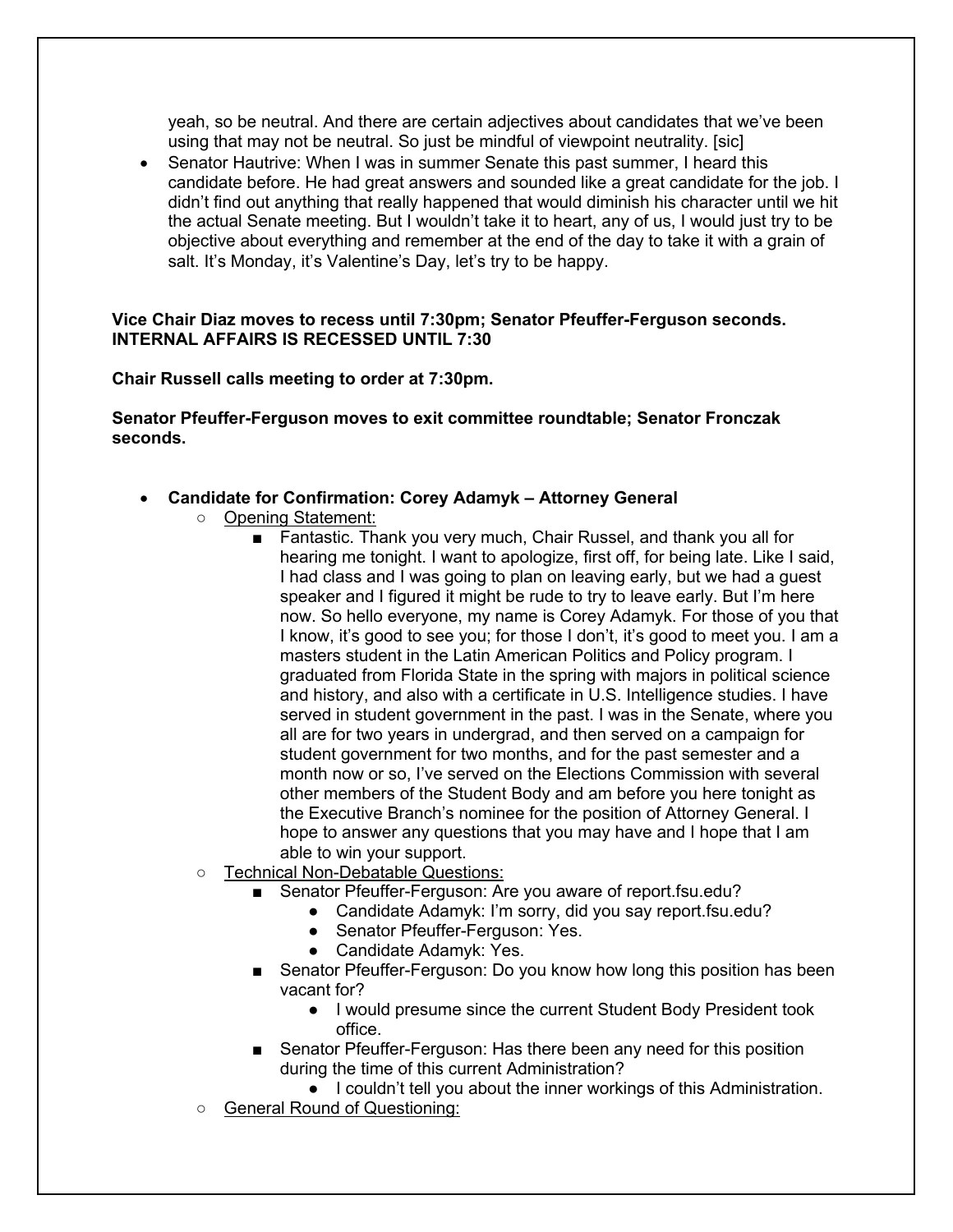yeah, so be neutral. And there are certain adjectives about candidates that we've been using that may not be neutral. So just be mindful of viewpoint neutrality. [sic]

- Senator Hautrive: When I was in summer Senate this past summer, I heard this candidate before. He had great answers and sounded like a great candidate for the job. I didn't find out anything that really happened that would diminish his character until we hit the actual Senate meeting. But I wouldn't take it to heart, any of us, I would just try to be objective about everything and remember at the end of the day to take it with a grain of salt. It's Monday, it's Valentine's Day, let's try to be happy.

**Vice Chair Diaz moves to recess until 7:30pm; Senator Pfeuffer-Ferguson seconds. INTERNAL AFFAIRS IS RECESSED UNTIL 7:30**

**Chair Russell calls meeting to order at 7:30pm.**

**Senator Pfeuffer-Ferguson moves to exit committee roundtable; Senator Fronczak seconds.**

- **Candidate for Confirmation: Corey Adamyk – Attorney General**
  - Opening Statement:
    - Fantastic. Thank you very much, Chair Russel, and thank you all for hearing me tonight. I want to apologize, first off, for being late. Like I said, I had class and I was going to plan on leaving early, but we had a guest speaker and I figured it might be rude to try to leave early. But I'm here now. So hello everyone, my name is Corey Adamyk. For those of you that I know, it's good to see you; for those I don't, it's good to meet you. I am a masters student in the Latin American Politics and Policy program. I graduated from Florida State in the spring with majors in political science and history, and also with a certificate in U.S. Intelligence studies. I have served in student government in the past. I was in the Senate, where you all are for two years in undergrad, and then served on a campaign for student government for two months, and for the past semester and a month now or so, I've served on the Elections Commission with several other members of the Student Body and am before you here tonight as the Executive Branch's nominee for the position of Attorney General. I hope to answer any questions that you may have and I hope that I am able to win your support.
  - Technical Non-Debatable Questions:
    - Senator Pfeuffer-Ferguson: Are you aware of report.fsu.edu?
      - Candidate Adamyk: I'm sorry, did you say report.fsu.edu?
      - Senator Pfeuffer-Ferguson: Yes.
      - Candidate Adamyk: Yes.
    - Senator Pfeuffer-Ferguson: Do you know how long this position has been vacant for?
      - I would presume since the current Student Body President took office.
    - Senator Pfeuffer-Ferguson: Has there been any need for this position during the time of this current Administration?
      - I couldn't tell you about the inner workings of this Administration.
  - General Round of Questioning: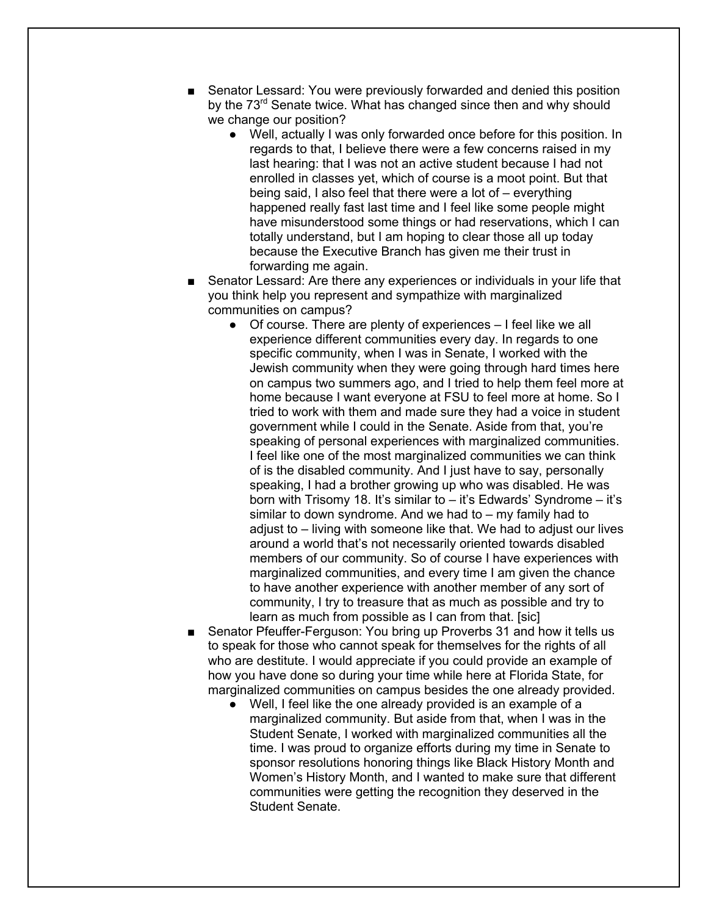- Senator Lessard: You were previously forwarded and denied this position by the 73rd Senate twice. What has changed since then and why should we change our position?
    - Well, actually I was only forwarded once before for this position. In regards to that, I believe there were a few concerns raised in my last hearing: that I was not an active student because I had not enrolled in classes yet, which of course is a moot point. But that being said, I also feel that there were a lot of – everything happened really fast last time and I feel like some people might have misunderstood some things or had reservations, which I can totally understand, but I am hoping to clear those all up today because the Executive Branch has given me their trust in forwarding me again.
- Senator Lessard: Are there any experiences or individuals in your life that you think help you represent and sympathize with marginalized communities on campus?
    - Of course. There are plenty of experiences – I feel like we all experience different communities every day. In regards to one specific community, when I was in Senate, I worked with the Jewish community when they were going through hard times here on campus two summers ago, and I tried to help them feel more at home because I want everyone at FSU to feel more at home. So I tried to work with them and made sure they had a voice in student government while I could in the Senate. Aside from that, you're speaking of personal experiences with marginalized communities. I feel like one of the most marginalized communities we can think of is the disabled community. And I just have to say, personally speaking, I had a brother growing up who was disabled. He was born with Trisomy 18. It's similar to – it's Edwards' Syndrome – it's similar to down syndrome. And we had to – my family had to adjust to – living with someone like that. We had to adjust our lives around a world that's not necessarily oriented towards disabled members of our community. So of course I have experiences with marginalized communities, and every time I am given the chance to have another experience with another member of any sort of community, I try to treasure that as much as possible and try to learn as much from possible as I can from that. [sic]
- Senator Pfeuffer-Ferguson: You bring up Proverbs 31 and how it tells us to speak for those who cannot speak for themselves for the rights of all who are destitute. I would appreciate if you could provide an example of how you have done so during your time while here at Florida State, for marginalized communities on campus besides the one already provided.
    - Well, I feel like the one already provided is an example of a marginalized community. But aside from that, when I was in the Student Senate, I worked with marginalized communities all the time. I was proud to organize efforts during my time in Senate to sponsor resolutions honoring things like Black History Month and Women's History Month, and I wanted to make sure that different communities were getting the recognition they deserved in the Student Senate.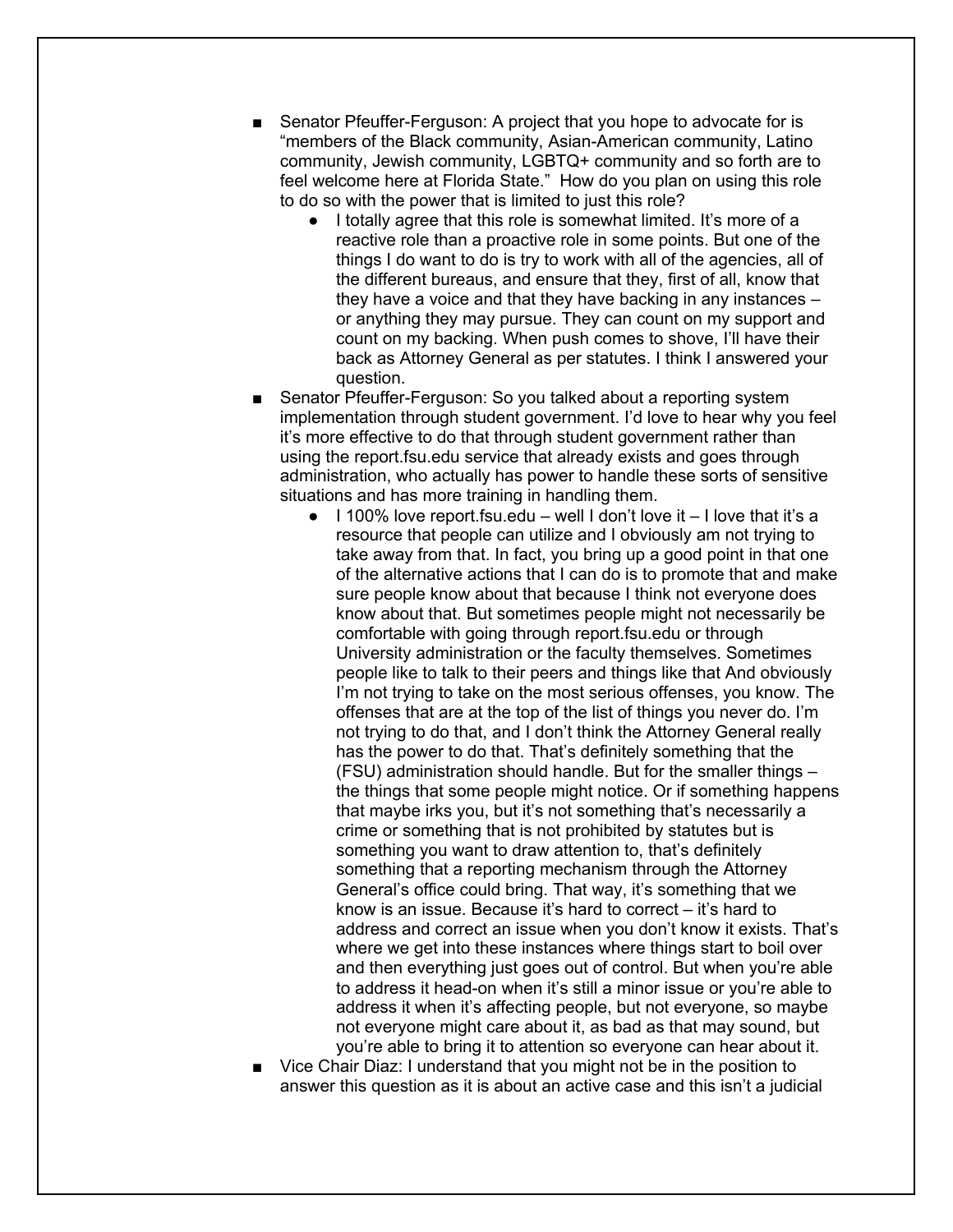- Senator Pfeuffer-Ferguson: A project that you hope to advocate for is "members of the Black community, Asian-American community, Latino community, Jewish community, LGBTQ+ community and so forth are to feel welcome here at Florida State." How do you plan on using this role to do so with the power that is limited to just this role?
    - I totally agree that this role is somewhat limited. It's more of a reactive role than a proactive role in some points. But one of the things I do want to do is try to work with all of the agencies, all of the different bureaus, and ensure that they, first of all, know that they have a voice and that they have backing in any instances – or anything they may pursue. They can count on my support and count on my backing. When push comes to shove, I'll have their back as Attorney General as per statutes. I think I answered your question.
- Senator Pfeuffer-Ferguson: So you talked about a reporting system implementation through student government. I'd love to hear why you feel it's more effective to do that through student government rather than using the report.fsu.edu service that already exists and goes through administration, who actually has power to handle these sorts of sensitive situations and has more training in handling them.
    - I 100% love report.fsu.edu – well I don't love it – I love that it's a resource that people can utilize and I obviously am not trying to take away from that. In fact, you bring up a good point in that one of the alternative actions that I can do is to promote that and make sure people know about that because I think not everyone does know about that. But sometimes people might not necessarily be comfortable with going through report.fsu.edu or through University administration or the faculty themselves. Sometimes people like to talk to their peers and things like that And obviously I'm not trying to take on the most serious offenses, you know. The offenses that are at the top of the list of things you never do. I'm not trying to do that, and I don't think the Attorney General really has the power to do that. That's definitely something that the (FSU) administration should handle. But for the smaller things – the things that some people might notice. Or if something happens that maybe irks you, but it's not something that's necessarily a crime or something that is not prohibited by statutes but is something you want to draw attention to, that's definitely something that a reporting mechanism through the Attorney General's office could bring. That way, it's something that we know is an issue. Because it's hard to correct – it's hard to address and correct an issue when you don't know it exists. That's where we get into these instances where things start to boil over and then everything just goes out of control. But when you're able to address it head-on when it's still a minor issue or you're able to address it when it's affecting people, but not everyone, so maybe not everyone might care about it, as bad as that may sound, but you're able to bring it to attention so everyone can hear about it.
- Vice Chair Diaz: I understand that you might not be in the position to answer this question as it is about an active case and this isn't a judicial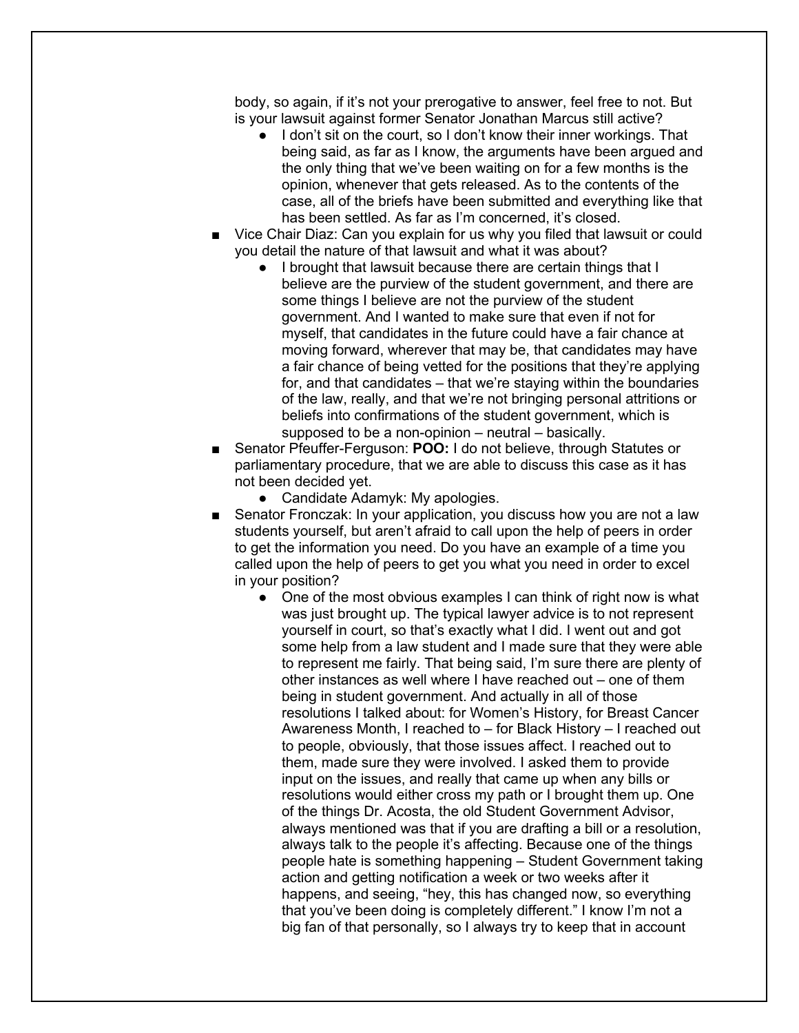body, so again, if it's not your prerogative to answer, feel free to not. But is your lawsuit against former Senator Jonathan Marcus still active?

- I don't sit on the court, so I don't know their inner workings. That being said, as far as I know, the arguments have been argued and the only thing that we've been waiting on for a few months is the opinion, whenever that gets released. As to the contents of the case, all of the briefs have been submitted and everything like that has been settled. As far as I'm concerned, it's closed.

- Vice Chair Diaz: Can you explain for us why you filed that lawsuit or could you detail the nature of that lawsuit and what it was about?
  - I brought that lawsuit because there are certain things that I believe are the purview of the student government, and there are some things I believe are not the purview of the student government. And I wanted to make sure that even if not for myself, that candidates in the future could have a fair chance at moving forward, wherever that may be, that candidates may have a fair chance of being vetted for the positions that they're applying for, and that candidates – that we're staying within the boundaries of the law, really, and that we're not bringing personal attritions or beliefs into confirmations of the student government, which is supposed to be a non-opinion – neutral – basically.
- Senator Pfeuffer-Ferguson: **POO:** I do not believe, through Statutes or parliamentary procedure, that we are able to discuss this case as it has not been decided yet.
  - Candidate Adamyk: My apologies.
- Senator Fronczak: In your application, you discuss how you are not a law students yourself, but aren't afraid to call upon the help of peers in order to get the information you need. Do you have an example of a time you called upon the help of peers to get you what you need in order to excel in your position?
  - One of the most obvious examples I can think of right now is what was just brought up. The typical lawyer advice is to not represent yourself in court, so that's exactly what I did. I went out and got some help from a law student and I made sure that they were able to represent me fairly. That being said, I'm sure there are plenty of other instances as well where I have reached out – one of them being in student government. And actually in all of those resolutions I talked about: for Women's History, for Breast Cancer Awareness Month, I reached to – for Black History – I reached out to people, obviously, that those issues affect. I reached out to them, made sure they were involved. I asked them to provide input on the issues, and really that came up when any bills or resolutions would either cross my path or I brought them up. One of the things Dr. Acosta, the old Student Government Advisor, always mentioned was that if you are drafting a bill or a resolution, always talk to the people it's affecting. Because one of the things people hate is something happening – Student Government taking action and getting notification a week or two weeks after it happens, and seeing, "hey, this has changed now, so everything that you've been doing is completely different." I know I'm not a big fan of that personally, so I always try to keep that in account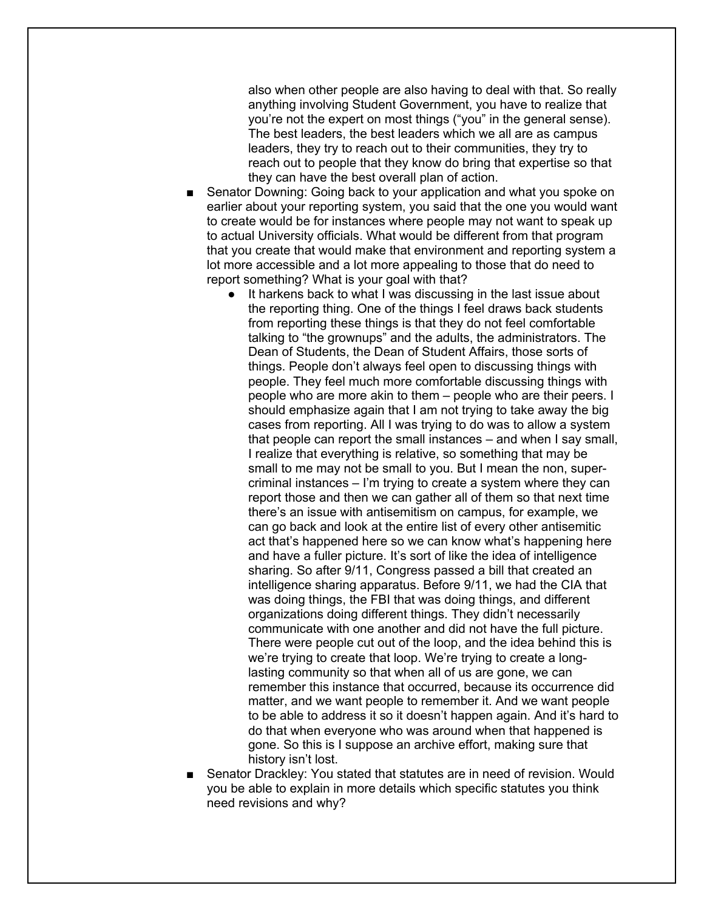also when other people are also having to deal with that. So really anything involving Student Government, you have to realize that you're not the expert on most things ("you" in the general sense). The best leaders, the best leaders which we all are as campus leaders, they try to reach out to their communities, they try to reach out to people that they know do bring that expertise so that they can have the best overall plan of action.

- Senator Downing: Going back to your application and what you spoke on earlier about your reporting system, you said that the one you would want to create would be for instances where people may not want to speak up to actual University officials. What would be different from that program that you create that would make that environment and reporting system a lot more accessible and a lot more appealing to those that do need to report something? What is your goal with that?
    - It harkens back to what I was discussing in the last issue about the reporting thing. One of the things I feel draws back students from reporting these things is that they do not feel comfortable talking to "the grownups" and the adults, the administrators. The Dean of Students, the Dean of Student Affairs, those sorts of things. People don't always feel open to discussing things with people. They feel much more comfortable discussing things with people who are more akin to them – people who are their peers. I should emphasize again that I am not trying to take away the big cases from reporting. All I was trying to do was to allow a system that people can report the small instances – and when I say small, I realize that everything is relative, so something that may be small to me may not be small to you. But I mean the non, super-criminal instances – I'm trying to create a system where they can report those and then we can gather all of them so that next time there's an issue with antisemitism on campus, for example, we can go back and look at the entire list of every other antisemitic act that's happened here so we can know what's happening here and have a fuller picture. It's sort of like the idea of intelligence sharing. So after 9/11, Congress passed a bill that created an intelligence sharing apparatus. Before 9/11, we had the CIA that was doing things, the FBI that was doing things, and different organizations doing different things. They didn't necessarily communicate with one another and did not have the full picture. There were people cut out of the loop, and the idea behind this is we're trying to create that loop. We're trying to create a long-lasting community so that when all of us are gone, we can remember this instance that occurred, because its occurrence did matter, and we want people to remember it. And we want people to be able to address it so it doesn't happen again. And it's hard to do that when everyone who was around when that happened is gone. So this is I suppose an archive effort, making sure that history isn't lost.
- Senator Drackley: You stated that statutes are in need of revision. Would you be able to explain in more details which specific statutes you think need revisions and why?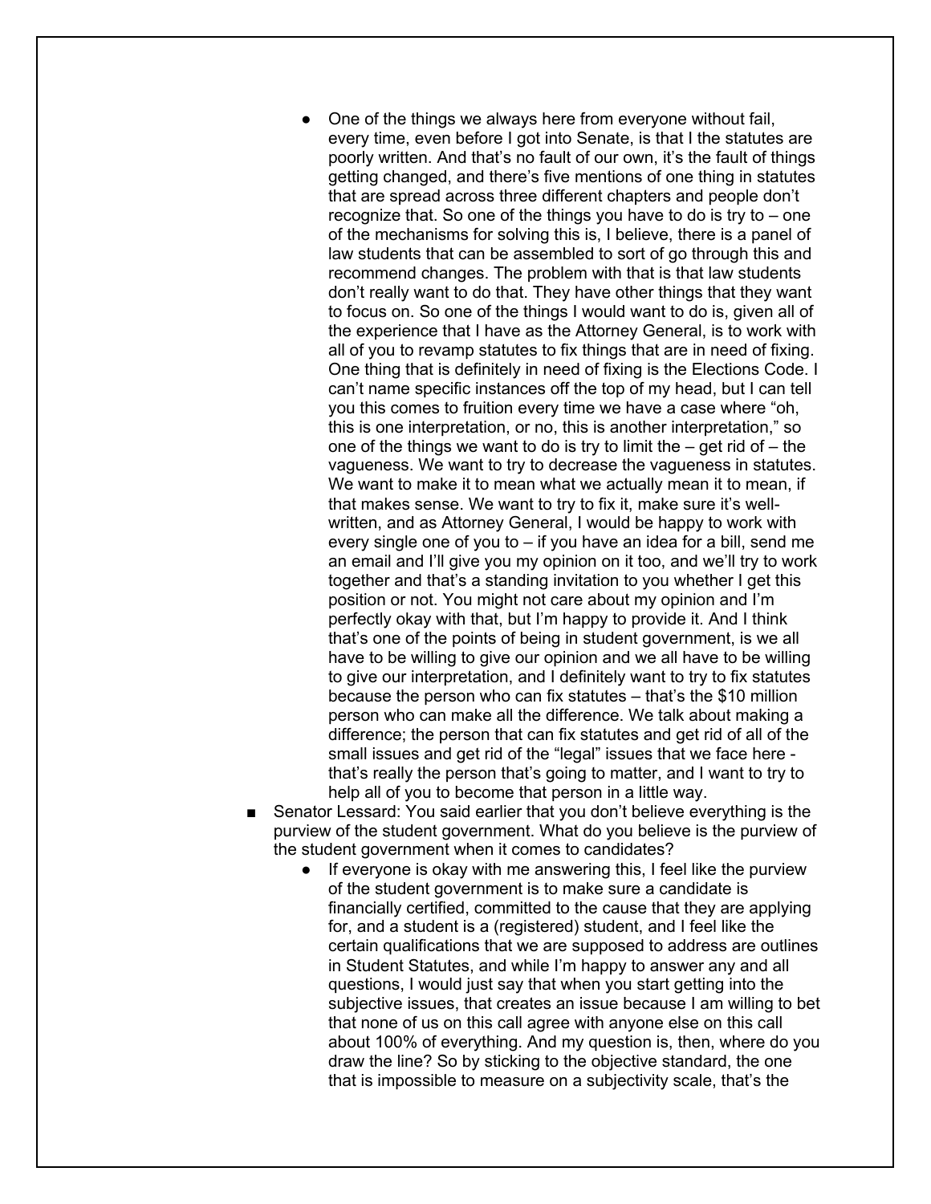- One of the things we always here from everyone without fail, every time, even before I got into Senate, is that I the statutes are poorly written. And that's no fault of our own, it's the fault of things getting changed, and there's five mentions of one thing in statutes that are spread across three different chapters and people don't recognize that. So one of the things you have to do is try to – one of the mechanisms for solving this is, I believe, there is a panel of law students that can be assembled to sort of go through this and recommend changes. The problem with that is that law students don't really want to do that. They have other things that they want to focus on. So one of the things I would want to do is, given all of the experience that I have as the Attorney General, is to work with all of you to revamp statutes to fix things that are in need of fixing. One thing that is definitely in need of fixing is the Elections Code. I can't name specific instances off the top of my head, but I can tell you this comes to fruition every time we have a case where "oh, this is one interpretation, or no, this is another interpretation," so one of the things we want to do is try to limit the – get rid of – the vagueness. We want to try to decrease the vagueness in statutes. We want to make it to mean what we actually mean it to mean, if that makes sense. We want to try to fix it, make sure it's well-written, and as Attorney General, I would be happy to work with every single one of you to – if you have an idea for a bill, send me an email and I'll give you my opinion on it too, and we'll try to work together and that's a standing invitation to you whether I get this position or not. You might not care about my opinion and I'm perfectly okay with that, but I'm happy to provide it. And I think that's one of the points of being in student government, is we all have to be willing to give our opinion and we all have to be willing to give our interpretation, and I definitely want to try to fix statutes because the person who can fix statutes – that's the $10 million person who can make all the difference. We talk about making a difference; the person that can fix statutes and get rid of all of the small issues and get rid of the "legal" issues that we face here - that's really the person that's going to matter, and I want to try to help all of you to become that person in a little way.

- Senator Lessard: You said earlier that you don't believe everything is the purview of the student government. What do you believe is the purview of the student government when it comes to candidates?
  - If everyone is okay with me answering this, I feel like the purview of the student government is to make sure a candidate is financially certified, committed to the cause that they are applying for, and a student is a (registered) student, and I feel like the certain qualifications that we are supposed to address are outlines in Student Statutes, and while I'm happy to answer any and all questions, I would just say that when you start getting into the subjective issues, that creates an issue because I am willing to bet that none of us on this call agree with anyone else on this call about 100% of everything. And my question is, then, where do you draw the line? So by sticking to the objective standard, the one that is impossible to measure on a subjectivity scale, that's the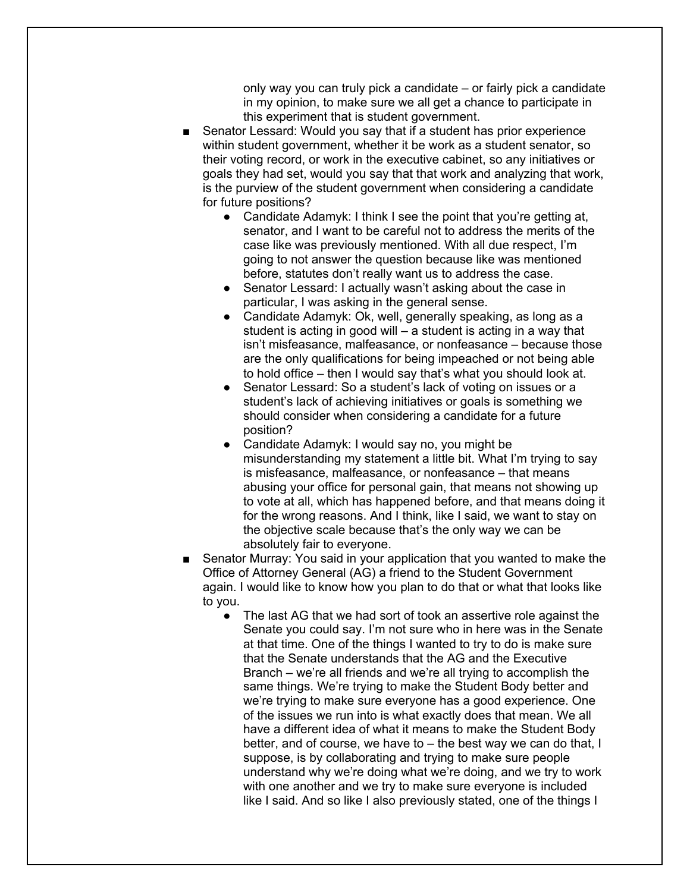only way you can truly pick a candidate – or fairly pick a candidate in my opinion, to make sure we all get a chance to participate in this experiment that is student government.

- Senator Lessard: Would you say that if a student has prior experience within student government, whether it be work as a student senator, so their voting record, or work in the executive cabinet, so any initiatives or goals they had set, would you say that that work and analyzing that work, is the purview of the student government when considering a candidate for future positions?
  - Candidate Adamyk: I think I see the point that you're getting at, senator, and I want to be careful not to address the merits of the case like was previously mentioned. With all due respect, I'm going to not answer the question because like was mentioned before, statutes don't really want us to address the case.
  - Senator Lessard: I actually wasn't asking about the case in particular, I was asking in the general sense.
  - Candidate Adamyk: Ok, well, generally speaking, as long as a student is acting in good will – a student is acting in a way that isn't misfeasance, malfeasance, or nonfeasance – because those are the only qualifications for being impeached or not being able to hold office – then I would say that's what you should look at.
  - Senator Lessard: So a student's lack of voting on issues or a student's lack of achieving initiatives or goals is something we should consider when considering a candidate for a future position?
  - Candidate Adamyk: I would say no, you might be misunderstanding my statement a little bit. What I'm trying to say is misfeasance, malfeasance, or nonfeasance – that means abusing your office for personal gain, that means not showing up to vote at all, which has happened before, and that means doing it for the wrong reasons. And I think, like I said, we want to stay on the objective scale because that's the only way we can be absolutely fair to everyone.
- Senator Murray: You said in your application that you wanted to make the Office of Attorney General (AG) a friend to the Student Government again. I would like to know how you plan to do that or what that looks like to you.
  - The last AG that we had sort of took an assertive role against the Senate you could say. I'm not sure who in here was in the Senate at that time. One of the things I wanted to try to do is make sure that the Senate understands that the AG and the Executive Branch – we're all friends and we're all trying to accomplish the same things. We're trying to make the Student Body better and we're trying to make sure everyone has a good experience. One of the issues we run into is what exactly does that mean. We all have a different idea of what it means to make the Student Body better, and of course, we have to – the best way we can do that, I suppose, is by collaborating and trying to make sure people understand why we're doing what we're doing, and we try to work with one another and we try to make sure everyone is included like I said. And so like I also previously stated, one of the things I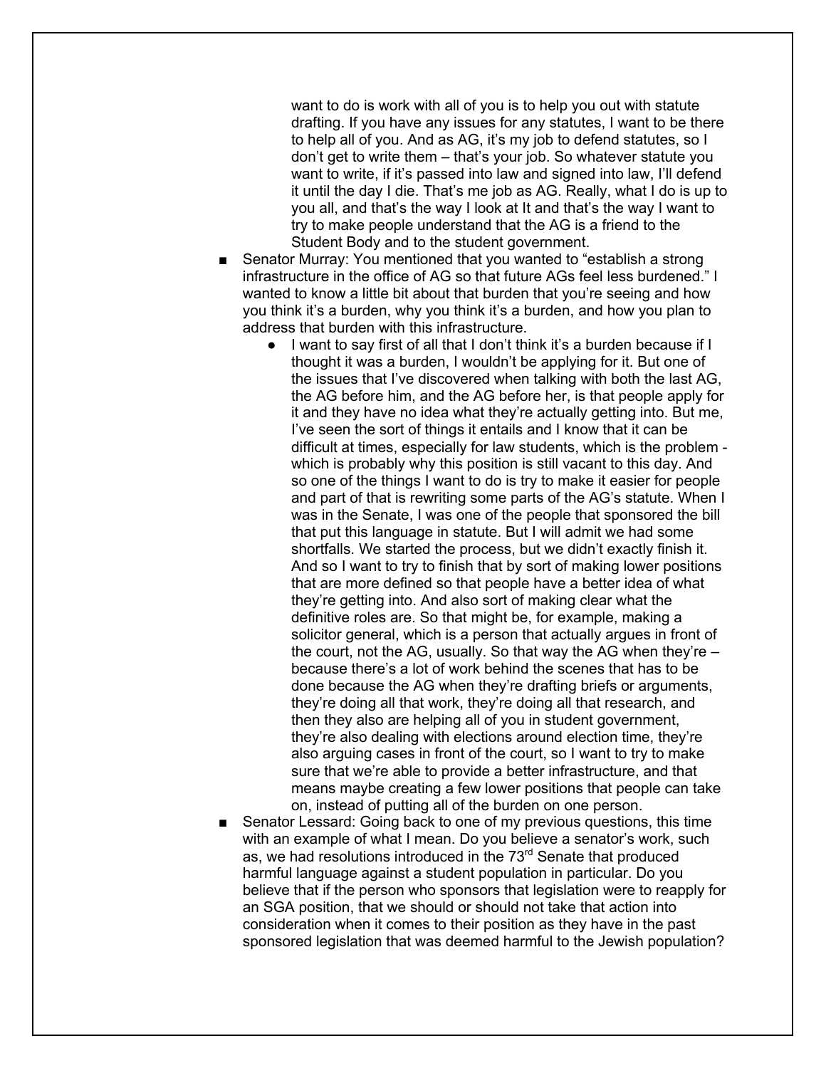want to do is work with all of you is to help you out with statute drafting. If you have any issues for any statutes, I want to be there to help all of you. And as AG, it's my job to defend statutes, so I don't get to write them – that's your job. So whatever statute you want to write, if it's passed into law and signed into law, I'll defend it until the day I die. That's me job as AG. Really, what I do is up to you all, and that's the way I look at It and that's the way I want to try to make people understand that the AG is a friend to the Student Body and to the student government.

- Senator Murray: You mentioned that you wanted to "establish a strong infrastructure in the office of AG so that future AGs feel less burdened." I wanted to know a little bit about that burden that you're seeing and how you think it's a burden, why you think it's a burden, and how you plan to address that burden with this infrastructure.
  - I want to say first of all that I don't think it's a burden because if I thought it was a burden, I wouldn't be applying for it. But one of the issues that I've discovered when talking with both the last AG, the AG before him, and the AG before her, is that people apply for it and they have no idea what they're actually getting into. But me, I've seen the sort of things it entails and I know that it can be difficult at times, especially for law students, which is the problem - which is probably why this position is still vacant to this day. And so one of the things I want to do is try to make it easier for people and part of that is rewriting some parts of the AG's statute. When I was in the Senate, I was one of the people that sponsored the bill that put this language in statute. But I will admit we had some shortfalls. We started the process, but we didn't exactly finish it. And so I want to try to finish that by sort of making lower positions that are more defined so that people have a better idea of what they're getting into. And also sort of making clear what the definitive roles are. So that might be, for example, making a solicitor general, which is a person that actually argues in front of the court, not the AG, usually. So that way the AG when they're – because there's a lot of work behind the scenes that has to be done because the AG when they're drafting briefs or arguments, they're doing all that work, they're doing all that research, and then they also are helping all of you in student government, they're also dealing with elections around election time, they're also arguing cases in front of the court, so I want to try to make sure that we're able to provide a better infrastructure, and that means maybe creating a few lower positions that people can take on, instead of putting all of the burden on one person.
- Senator Lessard: Going back to one of my previous questions, this time with an example of what I mean. Do you believe a senator's work, such as, we had resolutions introduced in the 73rd Senate that produced harmful language against a student population in particular. Do you believe that if the person who sponsors that legislation were to reapply for an SGA position, that we should or should not take that action into consideration when it comes to their position as they have in the past sponsored legislation that was deemed harmful to the Jewish population?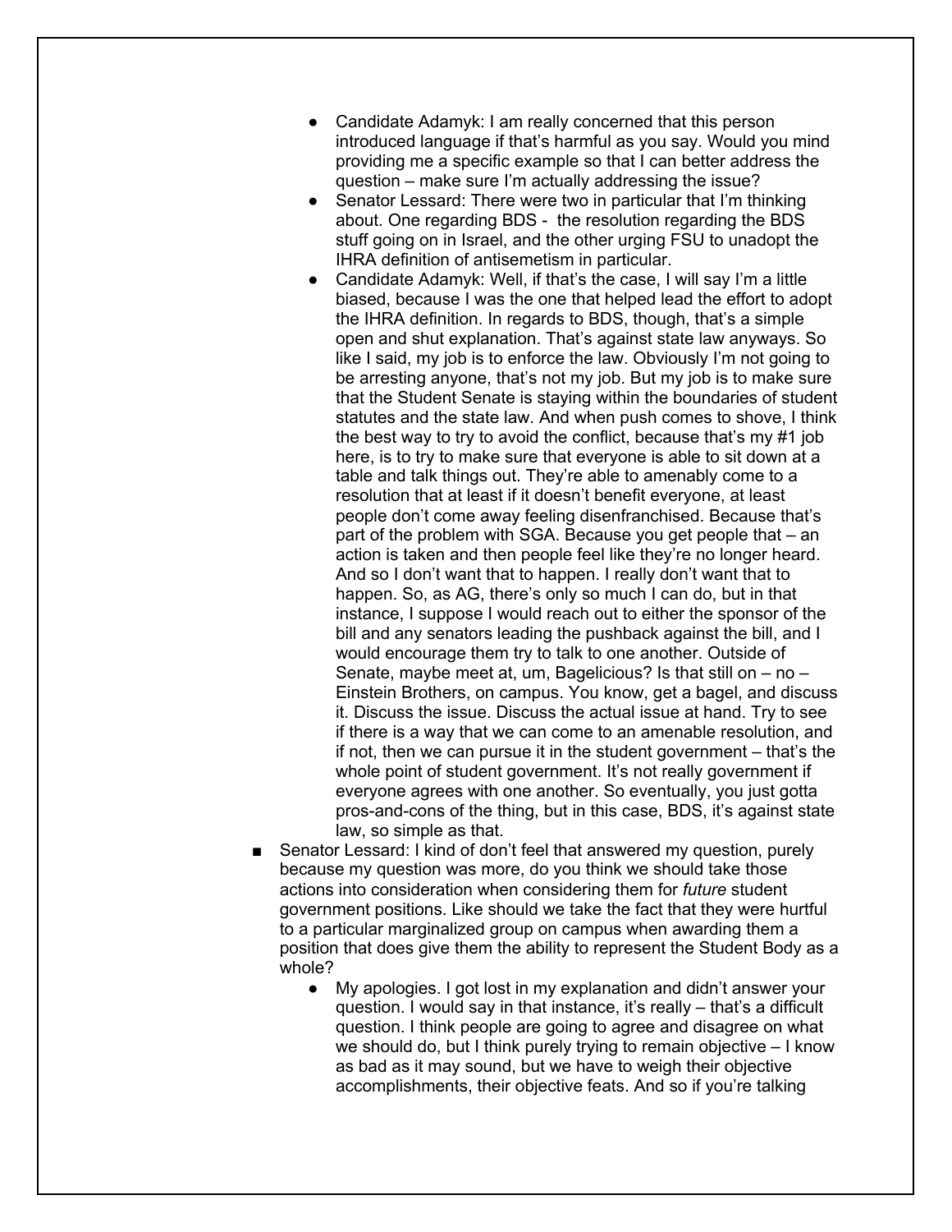- Candidate Adamyk: I am really concerned that this person introduced language if that's harmful as you say. Would you mind providing me a specific example so that I can better address the question – make sure I'm actually addressing the issue?
        - Senator Lessard: There were two in particular that I'm thinking about. One regarding BDS - the resolution regarding the BDS stuff going on in Israel, and the other urging FSU to unadopt the IHRA definition of antisemetism in particular.
        - Candidate Adamyk: Well, if that's the case, I will say I'm a little biased, because I was the one that helped lead the effort to adopt the IHRA definition. In regards to BDS, though, that's a simple open and shut explanation. That's against state law anyways. So like I said, my job is to enforce the law. Obviously I'm not going to be arresting anyone, that's not my job. But my job is to make sure that the Student Senate is staying within the boundaries of student statutes and the state law. And when push comes to shove, I think the best way to try to avoid the conflict, because that's my #1 job here, is to try to make sure that everyone is able to sit down at a table and talk things out. They're able to amenably come to a resolution that at least if it doesn't benefit everyone, at least people don't come away feeling disenfranchised. Because that's part of the problem with SGA. Because you get people that – an action is taken and then people feel like they're no longer heard. And so I don't want that to happen. I really don't want that to happen. So, as AG, there's only so much I can do, but in that instance, I suppose I would reach out to either the sponsor of the bill and any senators leading the pushback against the bill, and I would encourage them try to talk to one another. Outside of Senate, maybe meet at, um, Bagelicious? Is that still on – no – Einstein Brothers, on campus. You know, get a bagel, and discuss it. Discuss the issue. Discuss the actual issue at hand. Try to see if there is a way that we can come to an amenable resolution, and if not, then we can pursue it in the student government – that's the whole point of student government. It's not really government if everyone agrees with one another. So eventually, you just gotta pros-and-cons of the thing, but in this case, BDS, it's against state law, so simple as that.
    - Senator Lessard: I kind of don't feel that answered my question, purely because my question was more, do you think we should take those actions into consideration when considering them for *future* student government positions. Like should we take the fact that they were hurtful to a particular marginalized group on campus when awarding them a position that does give them the ability to represent the Student Body as a whole?
        - My apologies. I got lost in my explanation and didn't answer your question. I would say in that instance, it's really – that's a difficult question. I think people are going to agree and disagree on what we should do, but I think purely trying to remain objective – I know as bad as it may sound, but we have to weigh their objective accomplishments, their objective feats. And so if you're talking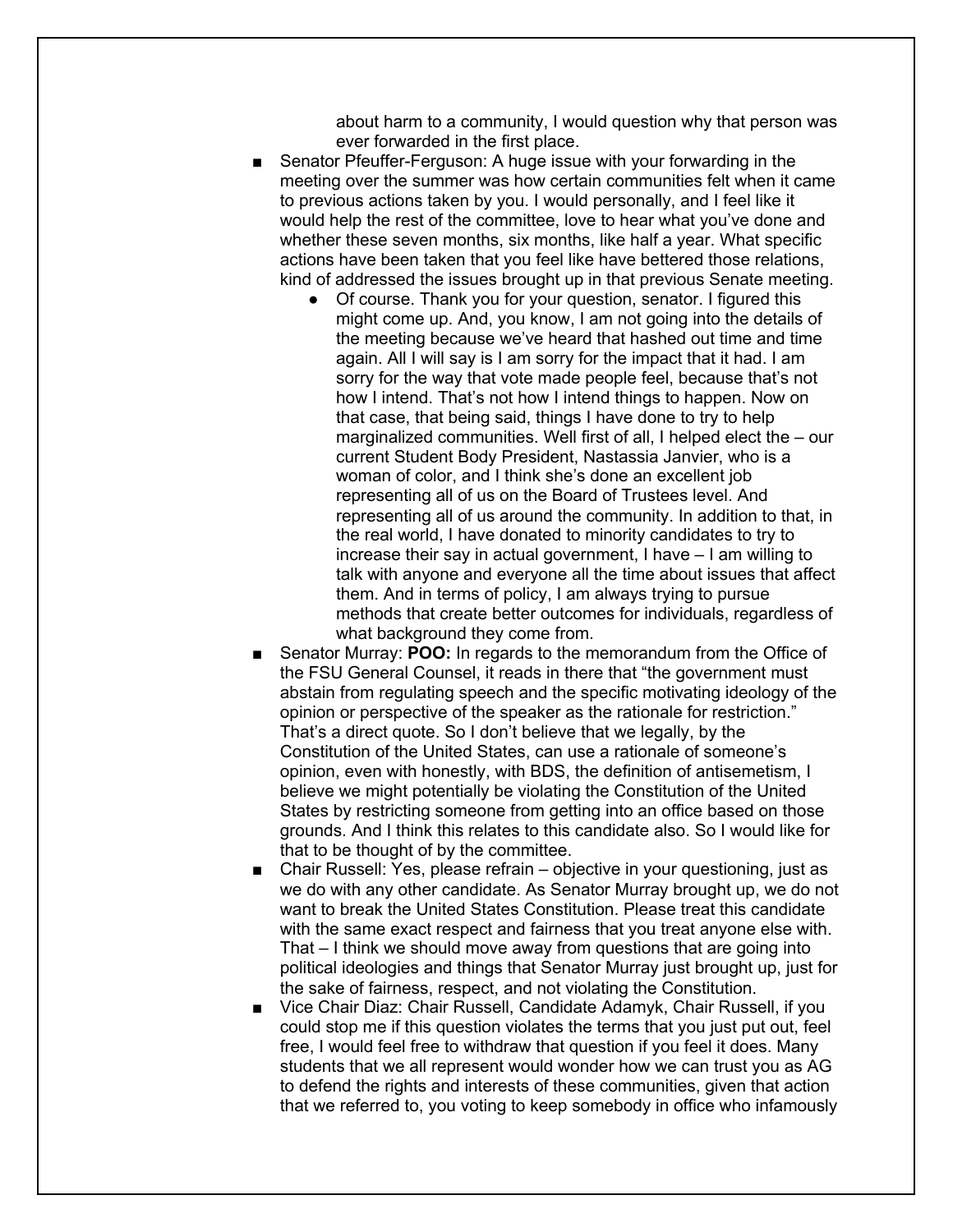about harm to a community, I would question why that person was ever forwarded in the first place.

- Senator Pfeuffer-Ferguson: A huge issue with your forwarding in the meeting over the summer was how certain communities felt when it came to previous actions taken by you. I would personally, and I feel like it would help the rest of the committee, love to hear what you've done and whether these seven months, six months, like half a year. What specific actions have been taken that you feel like have bettered those relations, kind of addressed the issues brought up in that previous Senate meeting.
  - Of course. Thank you for your question, senator. I figured this might come up. And, you know, I am not going into the details of the meeting because we've heard that hashed out time and time again. All I will say is I am sorry for the impact that it had. I am sorry for the way that vote made people feel, because that's not how I intend. That's not how I intend things to happen. Now on that case, that being said, things I have done to try to help marginalized communities. Well first of all, I helped elect the – our current Student Body President, Nastassia Janvier, who is a woman of color, and I think she's done an excellent job representing all of us on the Board of Trustees level. And representing all of us around the community. In addition to that, in the real world, I have donated to minority candidates to try to increase their say in actual government, I have – I am willing to talk with anyone and everyone all the time about issues that affect them. And in terms of policy, I am always trying to pursue methods that create better outcomes for individuals, regardless of what background they come from.
- Senator Murray: **POO:** In regards to the memorandum from the Office of the FSU General Counsel, it reads in there that "the government must abstain from regulating speech and the specific motivating ideology of the opinion or perspective of the speaker as the rationale for restriction." That's a direct quote. So I don't believe that we legally, by the Constitution of the United States, can use a rationale of someone's opinion, even with honestly, with BDS, the definition of antisemetism, I believe we might potentially be violating the Constitution of the United States by restricting someone from getting into an office based on those grounds. And I think this relates to this candidate also. So I would like for that to be thought of by the committee.
- Chair Russell: Yes, please refrain – objective in your questioning, just as we do with any other candidate. As Senator Murray brought up, we do not want to break the United States Constitution. Please treat this candidate with the same exact respect and fairness that you treat anyone else with. That – I think we should move away from questions that are going into political ideologies and things that Senator Murray just brought up, just for the sake of fairness, respect, and not violating the Constitution.
- Vice Chair Diaz: Chair Russell, Candidate Adamyk, Chair Russell, if you could stop me if this question violates the terms that you just put out, feel free, I would feel free to withdraw that question if you feel it does. Many students that we all represent would wonder how we can trust you as AG to defend the rights and interests of these communities, given that action that we referred to, you voting to keep somebody in office who infamously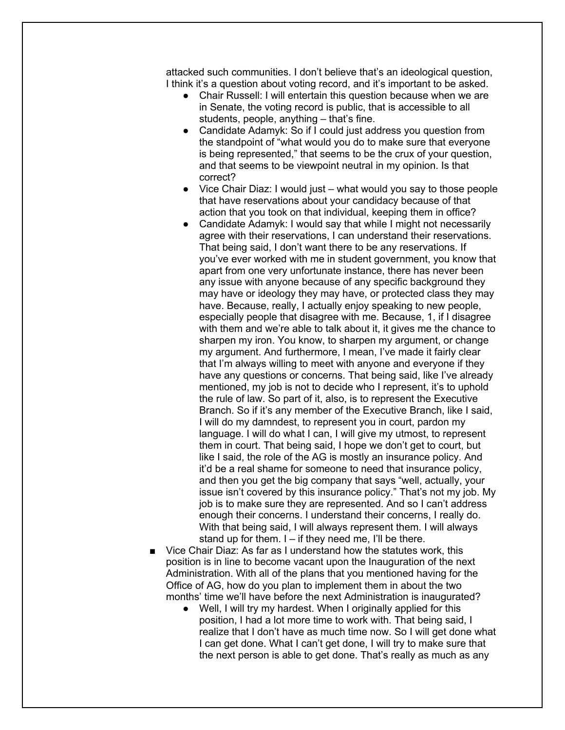attacked such communities. I don't believe that's an ideological question, I think it's a question about voting record, and it's important to be asked.

- Chair Russell: I will entertain this question because when we are in Senate, the voting record is public, that is accessible to all students, people, anything – that's fine.
- Candidate Adamyk: So if I could just address you question from the standpoint of "what would you do to make sure that everyone is being represented," that seems to be the crux of your question, and that seems to be viewpoint neutral in my opinion. Is that correct?
- Vice Chair Diaz: I would just – what would you say to those people that have reservations about your candidacy because of that action that you took on that individual, keeping them in office?
- Candidate Adamyk: I would say that while I might not necessarily agree with their reservations, I can understand their reservations. That being said, I don't want there to be any reservations. If you've ever worked with me in student government, you know that apart from one very unfortunate instance, there has never been any issue with anyone because of any specific background they may have or ideology they may have, or protected class they may have. Because, really, I actually enjoy speaking to new people, especially people that disagree with me. Because, 1, if I disagree with them and we're able to talk about it, it gives me the chance to sharpen my iron. You know, to sharpen my argument, or change my argument. And furthermore, I mean, I've made it fairly clear that I'm always willing to meet with anyone and everyone if they have any questions or concerns. That being said, like I've already mentioned, my job is not to decide who I represent, it's to uphold the rule of law. So part of it, also, is to represent the Executive Branch. So if it's any member of the Executive Branch, like I said, I will do my damndest, to represent you in court, pardon my language. I will do what I can, I will give my utmost, to represent them in court. That being said, I hope we don't get to court, but like I said, the role of the AG is mostly an insurance policy. And it'd be a real shame for someone to need that insurance policy, and then you get the big company that says "well, actually, your issue isn't covered by this insurance policy." That's not my job. My job is to make sure they are represented. And so I can't address enough their concerns. I understand their concerns, I really do. With that being said, I will always represent them. I will always stand up for them. I – if they need me, I'll be there.

- Vice Chair Diaz: As far as I understand how the statutes work, this position is in line to become vacant upon the Inauguration of the next Administration. With all of the plans that you mentioned having for the Office of AG, how do you plan to implement them in about the two months' time we'll have before the next Administration is inaugurated?
  - Well, I will try my hardest. When I originally applied for this position, I had a lot more time to work with. That being said, I realize that I don't have as much time now. So I will get done what I can get done. What I can't get done, I will try to make sure that the next person is able to get done. That's really as much as any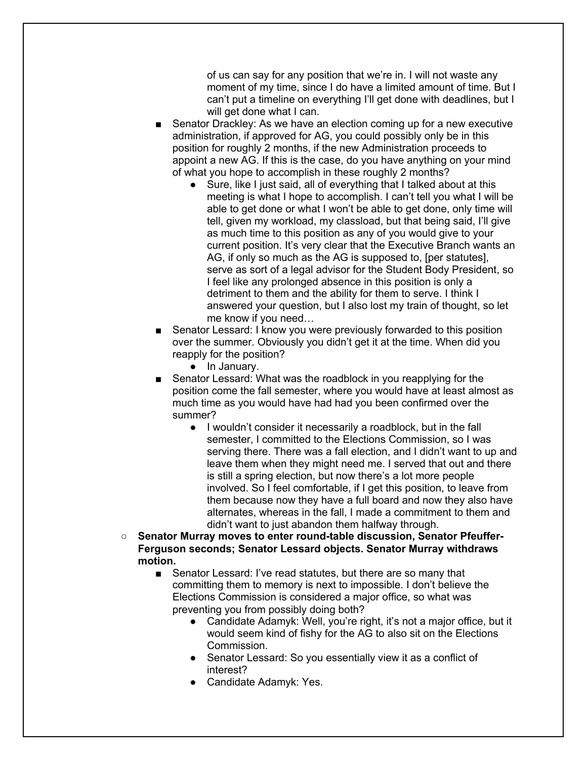of us can say for any position that we're in. I will not waste any moment of my time, since I do have a limited amount of time. But I can't put a timeline on everything I'll get done with deadlines, but I will get done what I can.

- Senator Drackley: As we have an election coming up for a new executive administration, if approved for AG, you could possibly only be in this position for roughly 2 months, if the new Administration proceeds to appoint a new AG. If this is the case, do you have anything on your mind of what you hope to accomplish in these roughly 2 months?
  - Sure, like I just said, all of everything that I talked about at this meeting is what I hope to accomplish. I can't tell you what I will be able to get done or what I won't be able to get done, only time will tell, given my workload, my classload, but that being said, I'll give as much time to this position as any of you would give to your current position. It's very clear that the Executive Branch wants an AG, if only so much as the AG is supposed to, [per statutes], serve as sort of a legal advisor for the Student Body President, so I feel like any prolonged absence in this position is only a detriment to them and the ability for them to serve. I think I answered your question, but I also lost my train of thought, so let me know if you need…
- Senator Lessard: I know you were previously forwarded to this position over the summer. Obviously you didn't get it at the time. When did you reapply for the position?
  - In January.
- Senator Lessard: What was the roadblock in you reapplying for the position come the fall semester, where you would have at least almost as much time as you would have had had you been confirmed over the summer?
  - I wouldn't consider it necessarily a roadblock, but in the fall semester, I committed to the Elections Commission, so I was serving there. There was a fall election, and I didn't want to up and leave them when they might need me. I served that out and there is still a spring election, but now there's a lot more people involved. So I feel comfortable, if I get this position, to leave from them because now they have a full board and now they also have alternates, whereas in the fall, I made a commitment to them and didn't want to just abandon them halfway through.

- **Senator Murray moves to enter round-table discussion, Senator Pfeuffer-Ferguson seconds; Senator Lessard objects. Senator Murray withdraws motion.**
  - Senator Lessard: I've read statutes, but there are so many that committing them to memory is next to impossible. I don't believe the Elections Commission is considered a major office, so what was preventing you from possibly doing both?
    - Candidate Adamyk: Well, you're right, it's not a major office, but it would seem kind of fishy for the AG to also sit on the Elections Commission.
    - Senator Lessard: So you essentially view it as a conflict of interest?
    - Candidate Adamyk: Yes.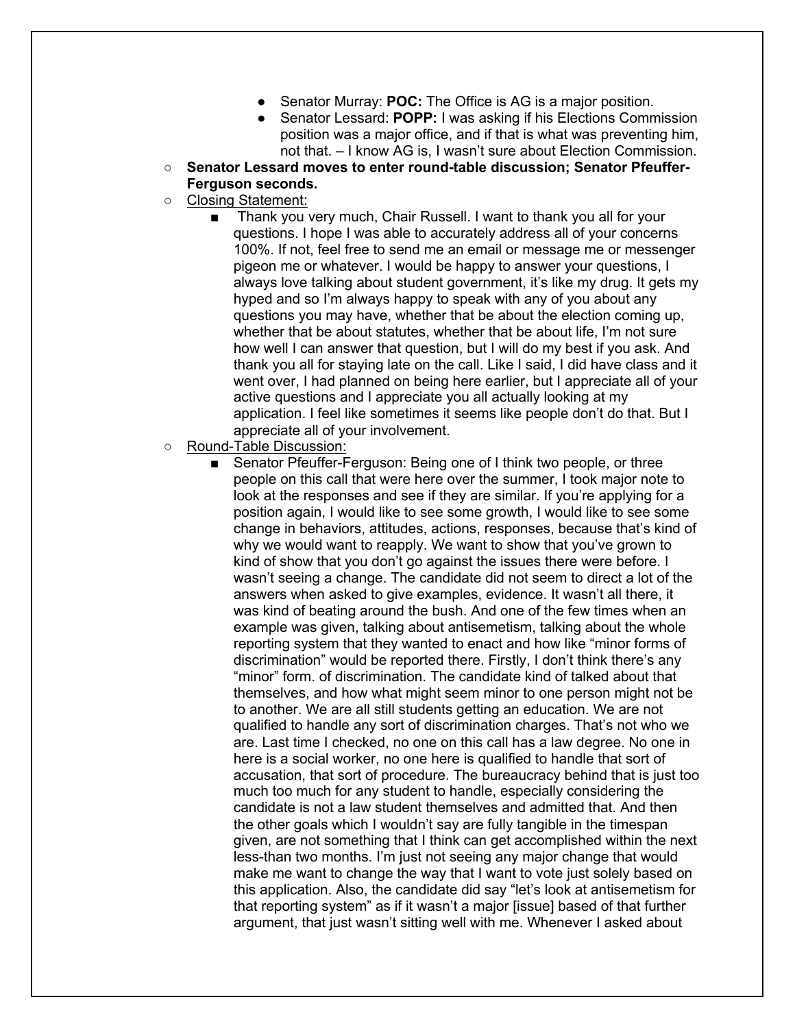- Senator Murray: **POC:** The Office is AG is a major position.
        - Senator Lessard: **POPP:** I was asking if his Elections Commission position was a major office, and if that is what was preventing him, not that. – I know AG is, I wasn't sure about Election Commission.
    - **Senator Lessard moves to enter round-table discussion; Senator Pfeuffer-Ferguson seconds.**
    - Closing Statement:
        - Thank you very much, Chair Russell. I want to thank you all for your questions. I hope I was able to accurately address all of your concerns 100%. If not, feel free to send me an email or message me or messenger pigeon me or whatever. I would be happy to answer your questions, I always love talking about student government, it's like my drug. It gets my hyped and so I'm always happy to speak with any of you about any questions you may have, whether that be about the election coming up, whether that be about statutes, whether that be about life, I'm not sure how well I can answer that question, but I will do my best if you ask. And thank you all for staying late on the call. Like I said, I did have class and it went over, I had planned on being here earlier, but I appreciate all of your active questions and I appreciate you all actually looking at my application. I feel like sometimes it seems like people don't do that. But I appreciate all of your involvement.
    - Round-Table Discussion:
        - Senator Pfeuffer-Ferguson: Being one of I think two people, or three people on this call that were here over the summer, I took major note to look at the responses and see if they are similar. If you're applying for a position again, I would like to see some growth, I would like to see some change in behaviors, attitudes, actions, responses, because that's kind of why we would want to reapply. We want to show that you've grown to kind of show that you don't go against the issues there were before. I wasn't seeing a change. The candidate did not seem to direct a lot of the answers when asked to give examples, evidence. It wasn't all there, it was kind of beating around the bush. And one of the few times when an example was given, talking about antisemetism, talking about the whole reporting system that they wanted to enact and how like "minor forms of discrimination" would be reported there. Firstly, I don't think there's any "minor" form. of discrimination. The candidate kind of talked about that themselves, and how what might seem minor to one person might not be to another. We are all still students getting an education. We are not qualified to handle any sort of discrimination charges. That's not who we are. Last time I checked, no one on this call has a law degree. No one in here is a social worker, no one here is qualified to handle that sort of accusation, that sort of procedure. The bureaucracy behind that is just too much too much for any student to handle, especially considering the candidate is not a law student themselves and admitted that. And then the other goals which I wouldn't say are fully tangible in the timespan given, are not something that I think can get accomplished within the next less-than two months. I'm just not seeing any major change that would make me want to change the way that I want to vote just solely based on this application. Also, the candidate did say "let's look at antisemetism for that reporting system" as if it wasn't a major [issue] based of that further argument, that just wasn't sitting well with me. Whenever I asked about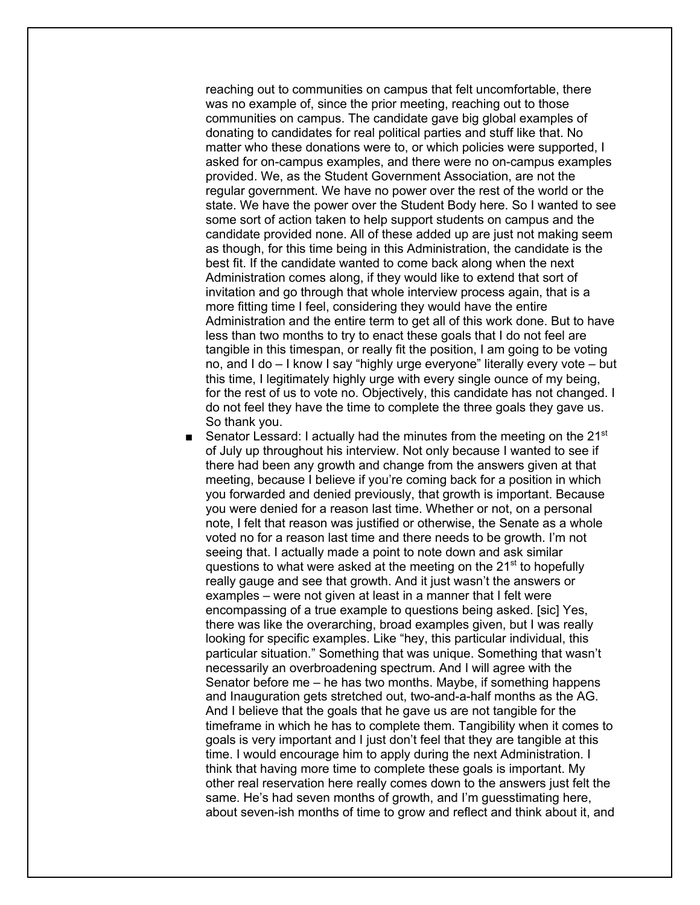reaching out to communities on campus that felt uncomfortable, there was no example of, since the prior meeting, reaching out to those communities on campus. The candidate gave big global examples of donating to candidates for real political parties and stuff like that. No matter who these donations were to, or which policies were supported, I asked for on-campus examples, and there were no on-campus examples provided. We, as the Student Government Association, are not the regular government. We have no power over the rest of the world or the state. We have the power over the Student Body here. So I wanted to see some sort of action taken to help support students on campus and the candidate provided none. All of these added up are just not making seem as though, for this time being in this Administration, the candidate is the best fit. If the candidate wanted to come back along when the next Administration comes along, if they would like to extend that sort of invitation and go through that whole interview process again, that is a more fitting time I feel, considering they would have the entire Administration and the entire term to get all of this work done. But to have less than two months to try to enact these goals that I do not feel are tangible in this timespan, or really fit the position, I am going to be voting no, and I do – I know I say "highly urge everyone" literally every vote – but this time, I legitimately highly urge with every single ounce of my being, for the rest of us to vote no. Objectively, this candidate has not changed. I do not feel they have the time to complete the three goals they gave us. So thank you.

- Senator Lessard: I actually had the minutes from the meeting on the 21st of July up throughout his interview. Not only because I wanted to see if there had been any growth and change from the answers given at that meeting, because I believe if you're coming back for a position in which you forwarded and denied previously, that growth is important. Because you were denied for a reason last time. Whether or not, on a personal note, I felt that reason was justified or otherwise, the Senate as a whole voted no for a reason last time and there needs to be growth. I'm not seeing that. I actually made a point to note down and ask similar questions to what were asked at the meeting on the 21st to hopefully really gauge and see that growth. And it just wasn't the answers or examples – were not given at least in a manner that I felt were encompassing of a true example to questions being asked. [sic] Yes, there was like the overarching, broad examples given, but I was really looking for specific examples. Like "hey, this particular individual, this particular situation." Something that was unique. Something that wasn't necessarily an overbroadening spectrum. And I will agree with the Senator before me – he has two months. Maybe, if something happens and Inauguration gets stretched out, two-and-a-half months as the AG. And I believe that the goals that he gave us are not tangible for the timeframe in which he has to complete them. Tangibility when it comes to goals is very important and I just don't feel that they are tangible at this time. I would encourage him to apply during the next Administration. I think that having more time to complete these goals is important. My other real reservation here really comes down to the answers just felt the same. He's had seven months of growth, and I'm guesstimating here, about seven-ish months of time to grow and reflect and think about it, and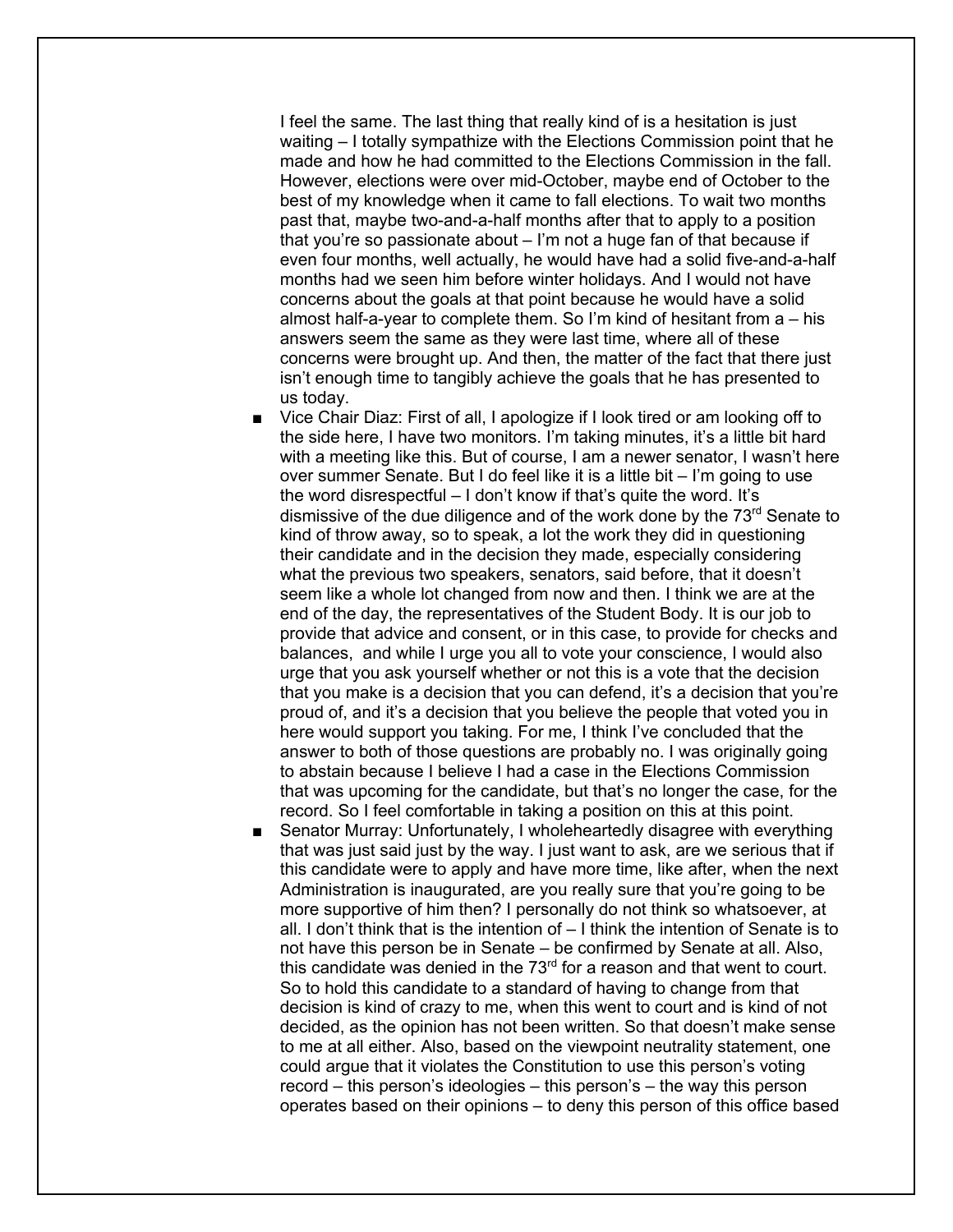I feel the same. The last thing that really kind of is a hesitation is just waiting – I totally sympathize with the Elections Commission point that he made and how he had committed to the Elections Commission in the fall. However, elections were over mid-October, maybe end of October to the best of my knowledge when it came to fall elections. To wait two months past that, maybe two-and-a-half months after that to apply to a position that you're so passionate about – I'm not a huge fan of that because if even four months, well actually, he would have had a solid five-and-a-half months had we seen him before winter holidays. And I would not have concerns about the goals at that point because he would have a solid almost half-a-year to complete them. So I'm kind of hesitant from a – his answers seem the same as they were last time, where all of these concerns were brought up. And then, the matter of the fact that there just isn't enough time to tangibly achieve the goals that he has presented to us today.

- Vice Chair Diaz: First of all, I apologize if I look tired or am looking off to the side here, I have two monitors. I'm taking minutes, it's a little bit hard with a meeting like this. But of course, I am a newer senator, I wasn't here over summer Senate. But I do feel like it is a little bit – I'm going to use the word disrespectful – I don't know if that's quite the word. It's dismissive of the due diligence and of the work done by the 73rd Senate to kind of throw away, so to speak, a lot the work they did in questioning their candidate and in the decision they made, especially considering what the previous two speakers, senators, said before, that it doesn't seem like a whole lot changed from now and then. I think we are at the end of the day, the representatives of the Student Body. It is our job to provide that advice and consent, or in this case, to provide for checks and balances, and while I urge you all to vote your conscience, I would also urge that you ask yourself whether or not this is a vote that the decision that you make is a decision that you can defend, it's a decision that you're proud of, and it's a decision that you believe the people that voted you in here would support you taking. For me, I think I've concluded that the answer to both of those questions are probably no. I was originally going to abstain because I believe I had a case in the Elections Commission that was upcoming for the candidate, but that's no longer the case, for the record. So I feel comfortable in taking a position on this at this point.
- Senator Murray: Unfortunately, I wholeheartedly disagree with everything that was just said just by the way. I just want to ask, are we serious that if this candidate were to apply and have more time, like after, when the next Administration is inaugurated, are you really sure that you're going to be more supportive of him then? I personally do not think so whatsoever, at all. I don't think that is the intention of – I think the intention of Senate is to not have this person be in Senate – be confirmed by Senate at all. Also, this candidate was denied in the 73rd for a reason and that went to court. So to hold this candidate to a standard of having to change from that decision is kind of crazy to me, when this went to court and is kind of not decided, as the opinion has not been written. So that doesn't make sense to me at all either. Also, based on the viewpoint neutrality statement, one could argue that it violates the Constitution to use this person's voting record – this person's ideologies – this person's – the way this person operates based on their opinions – to deny this person of this office based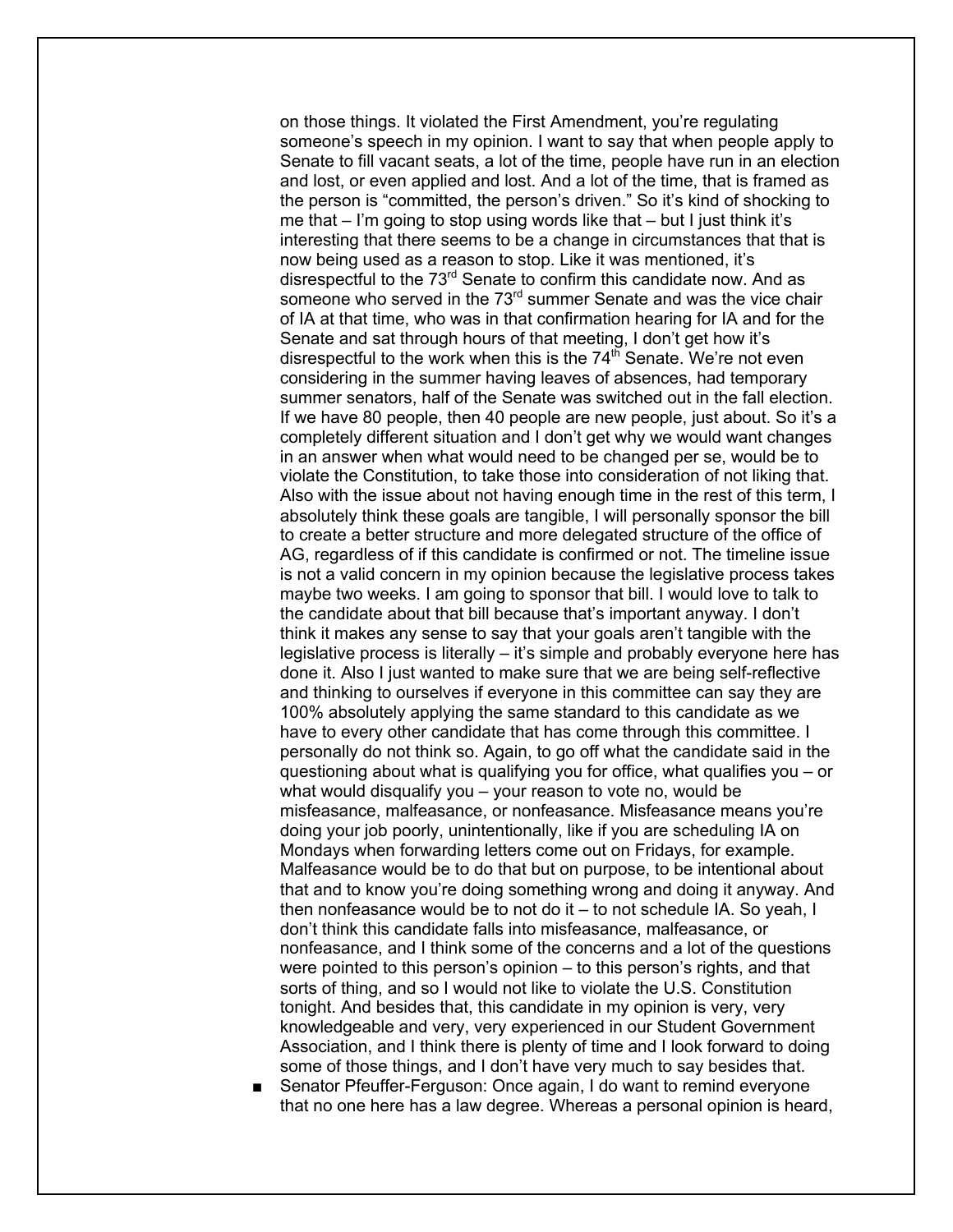on those things. It violated the First Amendment, you're regulating someone's speech in my opinion. I want to say that when people apply to Senate to fill vacant seats, a lot of the time, people have run in an election and lost, or even applied and lost. And a lot of the time, that is framed as the person is "committed, the person's driven." So it's kind of shocking to me that – I'm going to stop using words like that – but I just think it's interesting that there seems to be a change in circumstances that that is now being used as a reason to stop. Like it was mentioned, it's disrespectful to the 73rd Senate to confirm this candidate now. And as someone who served in the 73rd summer Senate and was the vice chair of IA at that time, who was in that confirmation hearing for IA and for the Senate and sat through hours of that meeting, I don't get how it's disrespectful to the work when this is the 74th Senate. We're not even considering in the summer having leaves of absences, had temporary summer senators, half of the Senate was switched out in the fall election. If we have 80 people, then 40 people are new people, just about. So it's a completely different situation and I don't get why we would want changes in an answer when what would need to be changed per se, would be to violate the Constitution, to take those into consideration of not liking that. Also with the issue about not having enough time in the rest of this term, I absolutely think these goals are tangible, I will personally sponsor the bill to create a better structure and more delegated structure of the office of AG, regardless of if this candidate is confirmed or not. The timeline issue is not a valid concern in my opinion because the legislative process takes maybe two weeks. I am going to sponsor that bill. I would love to talk to the candidate about that bill because that's important anyway. I don't think it makes any sense to say that your goals aren't tangible with the legislative process is literally – it's simple and probably everyone here has done it. Also I just wanted to make sure that we are being self-reflective and thinking to ourselves if everyone in this committee can say they are 100% absolutely applying the same standard to this candidate as we have to every other candidate that has come through this committee. I personally do not think so. Again, to go off what the candidate said in the questioning about what is qualifying you for office, what qualifies you – or what would disqualify you – your reason to vote no, would be misfeasance, malfeasance, or nonfeasance. Misfeasance means you're doing your job poorly, unintentionally, like if you are scheduling IA on Mondays when forwarding letters come out on Fridays, for example. Malfeasance would be to do that but on purpose, to be intentional about that and to know you're doing something wrong and doing it anyway. And then nonfeasance would be to not do it – to not schedule IA. So yeah, I don't think this candidate falls into misfeasance, malfeasance, or nonfeasance, and I think some of the concerns and a lot of the questions were pointed to this person's opinion – to this person's rights, and that sorts of thing, and so I would not like to violate the U.S. Constitution tonight. And besides that, this candidate in my opinion is very, very knowledgeable and very, very experienced in our Student Government Association, and I think there is plenty of time and I look forward to doing some of those things, and I don't have very much to say besides that.

- Senator Pfeuffer-Ferguson: Once again, I do want to remind everyone that no one here has a law degree. Whereas a personal opinion is heard,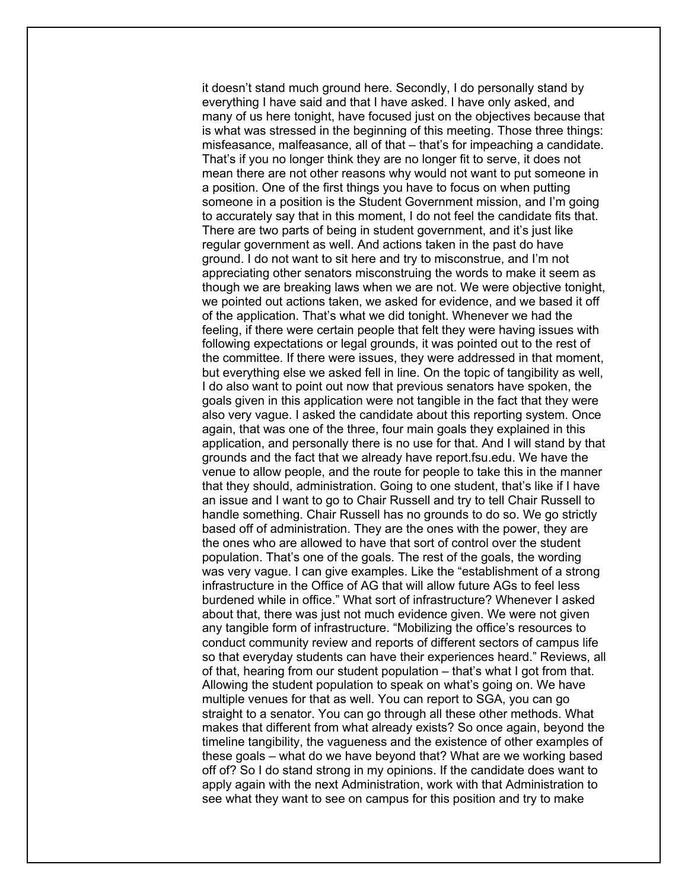it doesn't stand much ground here. Secondly, I do personally stand by everything I have said and that I have asked. I have only asked, and many of us here tonight, have focused just on the objectives because that is what was stressed in the beginning of this meeting. Those three things: misfeasance, malfeasance, all of that – that's for impeaching a candidate. That's if you no longer think they are no longer fit to serve, it does not mean there are not other reasons why would not want to put someone in a position. One of the first things you have to focus on when putting someone in a position is the Student Government mission, and I'm going to accurately say that in this moment, I do not feel the candidate fits that. There are two parts of being in student government, and it's just like regular government as well. And actions taken in the past do have ground. I do not want to sit here and try to misconstrue, and I'm not appreciating other senators misconstruing the words to make it seem as though we are breaking laws when we are not. We were objective tonight, we pointed out actions taken, we asked for evidence, and we based it off of the application. That's what we did tonight. Whenever we had the feeling, if there were certain people that felt they were having issues with following expectations or legal grounds, it was pointed out to the rest of the committee. If there were issues, they were addressed in that moment, but everything else we asked fell in line. On the topic of tangibility as well, I do also want to point out now that previous senators have spoken, the goals given in this application were not tangible in the fact that they were also very vague. I asked the candidate about this reporting system. Once again, that was one of the three, four main goals they explained in this application, and personally there is no use for that. And I will stand by that grounds and the fact that we already have report.fsu.edu. We have the venue to allow people, and the route for people to take this in the manner that they should, administration. Going to one student, that's like if I have an issue and I want to go to Chair Russell and try to tell Chair Russell to handle something. Chair Russell has no grounds to do so. We go strictly based off of administration. They are the ones with the power, they are the ones who are allowed to have that sort of control over the student population. That's one of the goals. The rest of the goals, the wording was very vague. I can give examples. Like the "establishment of a strong infrastructure in the Office of AG that will allow future AGs to feel less burdened while in office." What sort of infrastructure? Whenever I asked about that, there was just not much evidence given. We were not given any tangible form of infrastructure. "Mobilizing the office's resources to conduct community review and reports of different sectors of campus life so that everyday students can have their experiences heard." Reviews, all of that, hearing from our student population – that's what I got from that. Allowing the student population to speak on what's going on. We have multiple venues for that as well. You can report to SGA, you can go straight to a senator. You can go through all these other methods. What makes that different from what already exists? So once again, beyond the timeline tangibility, the vagueness and the existence of other examples of these goals – what do we have beyond that? What are we working based off of? So I do stand strong in my opinions. If the candidate does want to apply again with the next Administration, work with that Administration to see what they want to see on campus for this position and try to make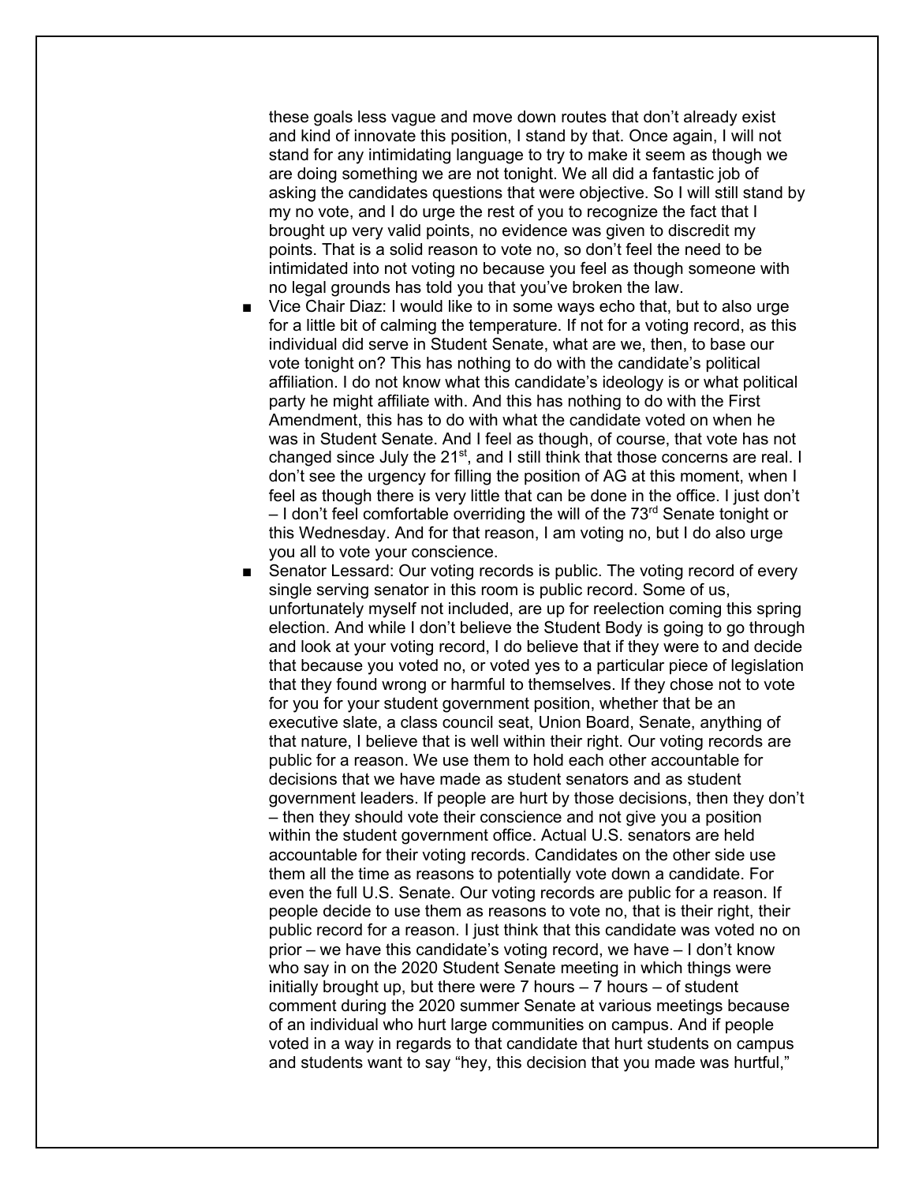these goals less vague and move down routes that don't already exist and kind of innovate this position, I stand by that. Once again, I will not stand for any intimidating language to try to make it seem as though we are doing something we are not tonight. We all did a fantastic job of asking the candidates questions that were objective. So I will still stand by my no vote, and I do urge the rest of you to recognize the fact that I brought up very valid points, no evidence was given to discredit my points. That is a solid reason to vote no, so don't feel the need to be intimidated into not voting no because you feel as though someone with no legal grounds has told you that you've broken the law.

- Vice Chair Diaz: I would like to in some ways echo that, but to also urge for a little bit of calming the temperature. If not for a voting record, as this individual did serve in Student Senate, what are we, then, to base our vote tonight on? This has nothing to do with the candidate's political affiliation. I do not know what this candidate's ideology is or what political party he might affiliate with. And this has nothing to do with the First Amendment, this has to do with what the candidate voted on when he was in Student Senate. And I feel as though, of course, that vote has not changed since July the 21st, and I still think that those concerns are real. I don't see the urgency for filling the position of AG at this moment, when I feel as though there is very little that can be done in the office. I just don't – I don't feel comfortable overriding the will of the 73rd Senate tonight or this Wednesday. And for that reason, I am voting no, but I do also urge you all to vote your conscience.
- Senator Lessard: Our voting records is public. The voting record of every single serving senator in this room is public record. Some of us, unfortunately myself not included, are up for reelection coming this spring election. And while I don't believe the Student Body is going to go through and look at your voting record, I do believe that if they were to and decide that because you voted no, or voted yes to a particular piece of legislation that they found wrong or harmful to themselves. If they chose not to vote for you for your student government position, whether that be an executive slate, a class council seat, Union Board, Senate, anything of that nature, I believe that is well within their right. Our voting records are public for a reason. We use them to hold each other accountable for decisions that we have made as student senators and as student government leaders. If people are hurt by those decisions, then they don't – then they should vote their conscience and not give you a position within the student government office. Actual U.S. senators are held accountable for their voting records. Candidates on the other side use them all the time as reasons to potentially vote down a candidate. For even the full U.S. Senate. Our voting records are public for a reason. If people decide to use them as reasons to vote no, that is their right, their public record for a reason. I just think that this candidate was voted no on prior – we have this candidate's voting record, we have – I don't know who say in on the 2020 Student Senate meeting in which things were initially brought up, but there were 7 hours – 7 hours – of student comment during the 2020 summer Senate at various meetings because of an individual who hurt large communities on campus. And if people voted in a way in regards to that candidate that hurt students on campus and students want to say "hey, this decision that you made was hurtful,"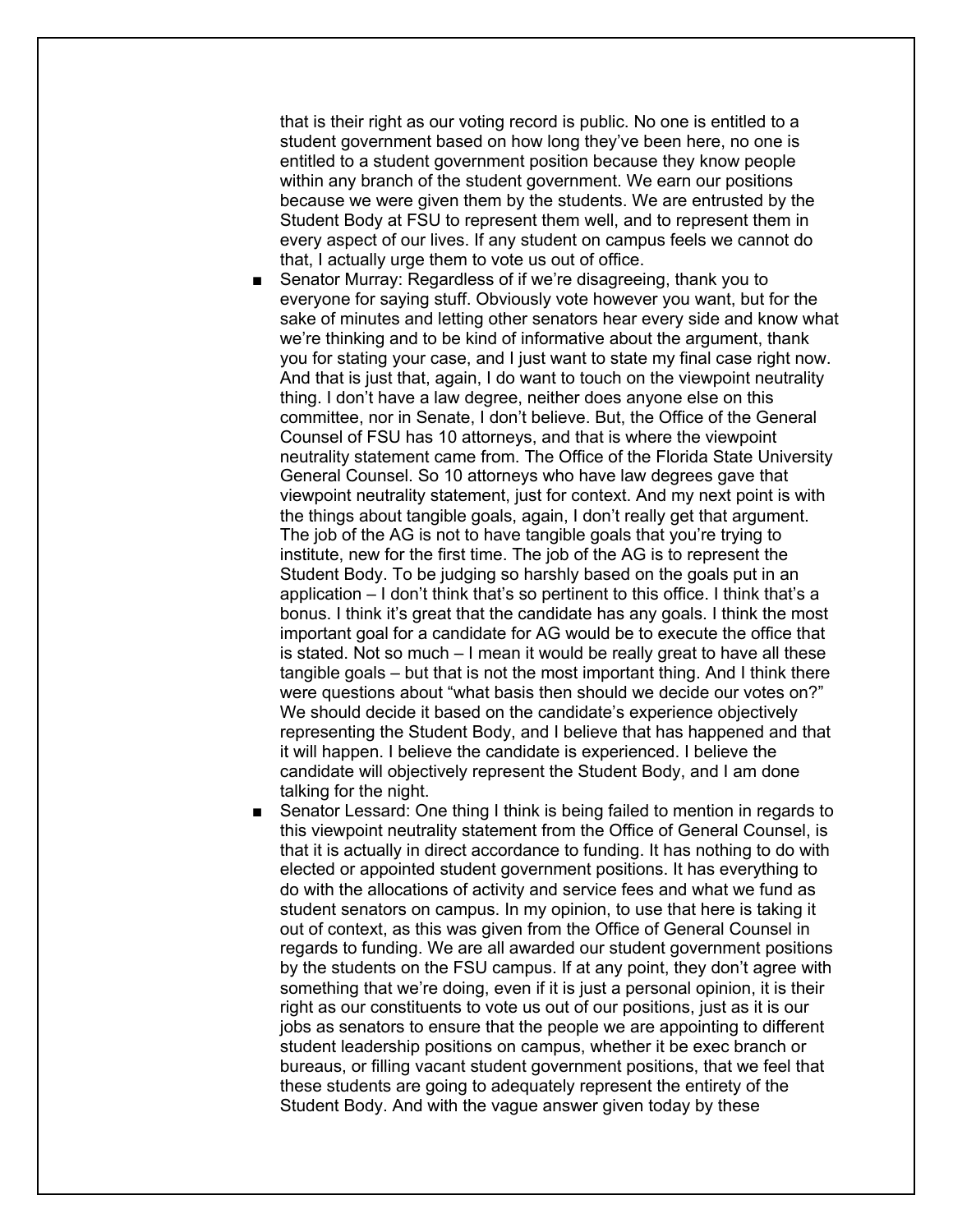that is their right as our voting record is public. No one is entitled to a student government based on how long they've been here, no one is entitled to a student government position because they know people within any branch of the student government. We earn our positions because we were given them by the students. We are entrusted by the Student Body at FSU to represent them well, and to represent them in every aspect of our lives. If any student on campus feels we cannot do that, I actually urge them to vote us out of office.

- Senator Murray: Regardless of if we're disagreeing, thank you to everyone for saying stuff. Obviously vote however you want, but for the sake of minutes and letting other senators hear every side and know what we're thinking and to be kind of informative about the argument, thank you for stating your case, and I just want to state my final case right now. And that is just that, again, I do want to touch on the viewpoint neutrality thing. I don't have a law degree, neither does anyone else on this committee, nor in Senate, I don't believe. But, the Office of the General Counsel of FSU has 10 attorneys, and that is where the viewpoint neutrality statement came from. The Office of the Florida State University General Counsel. So 10 attorneys who have law degrees gave that viewpoint neutrality statement, just for context. And my next point is with the things about tangible goals, again, I don't really get that argument. The job of the AG is not to have tangible goals that you're trying to institute, new for the first time. The job of the AG is to represent the Student Body. To be judging so harshly based on the goals put in an application – I don't think that's so pertinent to this office. I think that's a bonus. I think it's great that the candidate has any goals. I think the most important goal for a candidate for AG would be to execute the office that is stated. Not so much – I mean it would be really great to have all these tangible goals – but that is not the most important thing. And I think there were questions about "what basis then should we decide our votes on?" We should decide it based on the candidate's experience objectively representing the Student Body, and I believe that has happened and that it will happen. I believe the candidate is experienced. I believe the candidate will objectively represent the Student Body, and I am done talking for the night.
- Senator Lessard: One thing I think is being failed to mention in regards to this viewpoint neutrality statement from the Office of General Counsel, is that it is actually in direct accordance to funding. It has nothing to do with elected or appointed student government positions. It has everything to do with the allocations of activity and service fees and what we fund as student senators on campus. In my opinion, to use that here is taking it out of context, as this was given from the Office of General Counsel in regards to funding. We are all awarded our student government positions by the students on the FSU campus. If at any point, they don't agree with something that we're doing, even if it is just a personal opinion, it is their right as our constituents to vote us out of our positions, just as it is our jobs as senators to ensure that the people we are appointing to different student leadership positions on campus, whether it be exec branch or bureaus, or filling vacant student government positions, that we feel that these students are going to adequately represent the entirety of the Student Body. And with the vague answer given today by these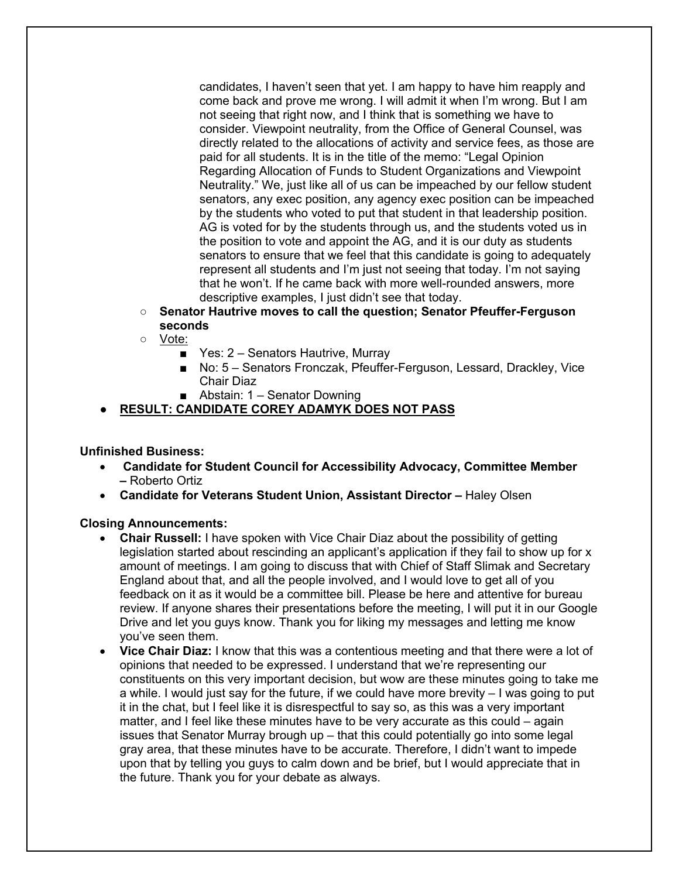candidates, I haven't seen that yet. I am happy to have him reapply and come back and prove me wrong. I will admit it when I'm wrong. But I am not seeing that right now, and I think that is something we have to consider. Viewpoint neutrality, from the Office of General Counsel, was directly related to the allocations of activity and service fees, as those are paid for all students. It is in the title of the memo: "Legal Opinion Regarding Allocation of Funds to Student Organizations and Viewpoint Neutrality." We, just like all of us can be impeached by our fellow student senators, any exec position, any agency exec position can be impeached by the students who voted to put that student in that leadership position. AG is voted for by the students through us, and the students voted us in the position to vote and appoint the AG, and it is our duty as students senators to ensure that we feel that this candidate is going to adequately represent all students and I'm just not seeing that today. I'm not saying that he won't. If he came back with more well-rounded answers, more descriptive examples, I just didn't see that today.

- **Senator Hautrive moves to call the question; Senator Pfeuffer-Ferguson seconds**
- Vote:
  - Yes: 2 – Senators Hautrive, Murray
  - No: 5 – Senators Fronczak, Pfeuffer-Ferguson, Lessard, Drackley, Vice Chair Diaz
  - Abstain: 1 – Senator Downing

- **RESULT: CANDIDATE COREY ADAMYK DOES NOT PASS**

**Unfinished Business:**

- **Candidate for Student Council for Accessibility Advocacy, Committee Member –** Roberto Ortiz
- **Candidate for Veterans Student Union, Assistant Director –** Haley Olsen

**Closing Announcements:**

- **Chair Russell:** I have spoken with Vice Chair Diaz about the possibility of getting legislation started about rescinding an applicant's application if they fail to show up for x amount of meetings. I am going to discuss that with Chief of Staff Slimak and Secretary England about that, and all the people involved, and I would love to get all of you feedback on it as it would be a committee bill. Please be here and attentive for bureau review. If anyone shares their presentations before the meeting, I will put it in our Google Drive and let you guys know. Thank you for liking my messages and letting me know you've seen them.
- **Vice Chair Diaz:** I know that this was a contentious meeting and that there were a lot of opinions that needed to be expressed. I understand that we're representing our constituents on this very important decision, but wow are these minutes going to take me a while. I would just say for the future, if we could have more brevity – I was going to put it in the chat, but I feel like it is disrespectful to say so, as this was a very important matter, and I feel like these minutes have to be very accurate as this could – again issues that Senator Murray brough up – that this could potentially go into some legal gray area, that these minutes have to be accurate. Therefore, I didn't want to impede upon that by telling you guys to calm down and be brief, but I would appreciate that in the future. Thank you for your debate as always.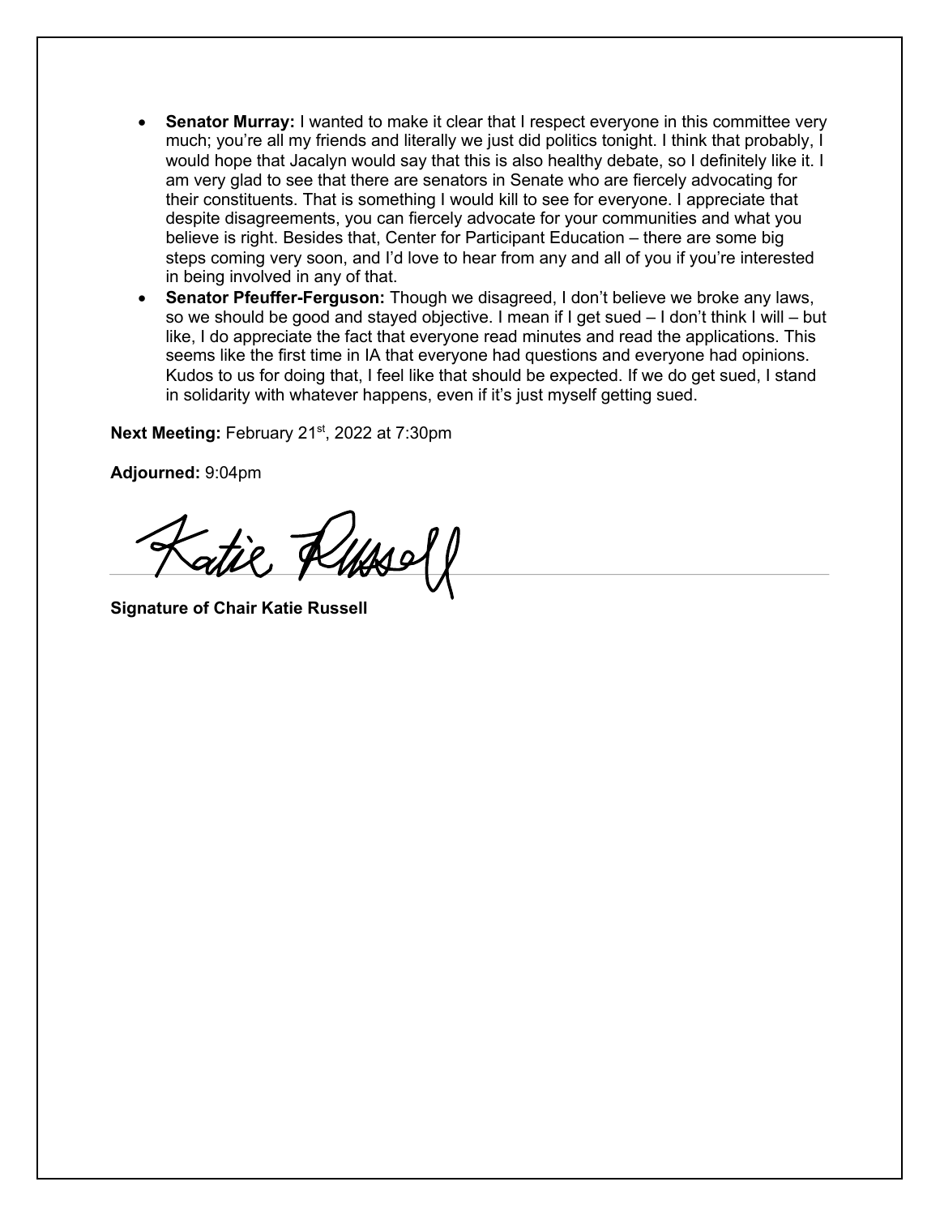- **Senator Murray:** I wanted to make it clear that I respect everyone in this committee very much; you're all my friends and literally we just did politics tonight. I think that probably, I would hope that Jacalyn would say that this is also healthy debate, so I definitely like it. I am very glad to see that there are senators in Senate who are fiercely advocating for their constituents. That is something I would kill to see for everyone. I appreciate that despite disagreements, you can fiercely advocate for your communities and what you believe is right. Besides that, Center for Participant Education – there are some big steps coming very soon, and I'd love to hear from any and all of you if you're interested in being involved in any of that.
- **Senator Pfeuffer-Ferguson:** Though we disagreed, I don't believe we broke any laws, so we should be good and stayed objective. I mean if I get sued – I don't think I will – but like, I do appreciate the fact that everyone read minutes and read the applications. This seems like the first time in IA that everyone had questions and everyone had opinions. Kudos to us for doing that, I feel like that should be expected. If we do get sued, I stand in solidarity with whatever happens, even if it's just myself getting sued.

**Next Meeting:** February 21st, 2022 at 7:30pm

**Adjourned:** 9:04pm

Katie Russell

**Signature of Chair Katie Russell**